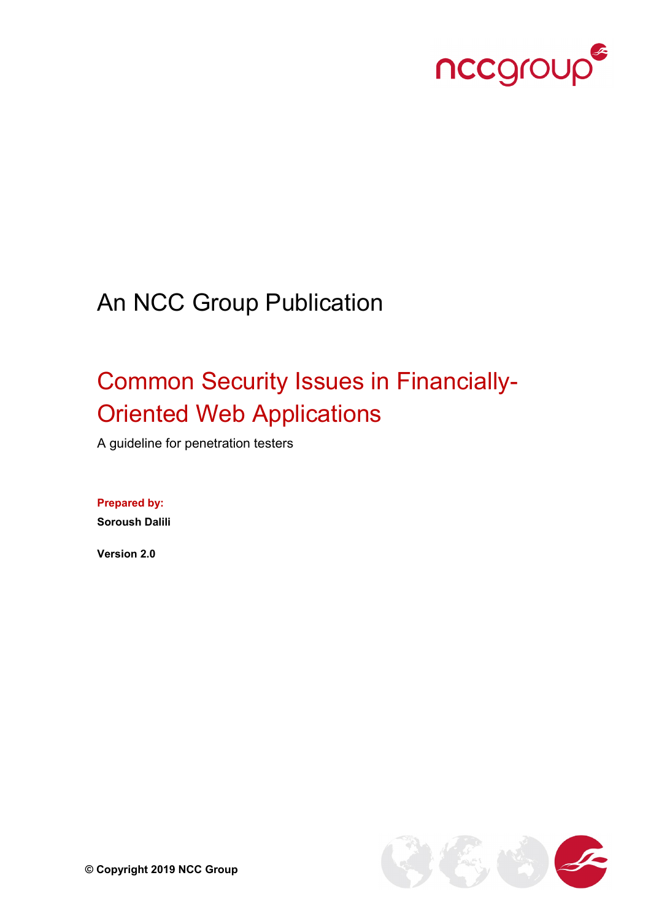An NCC Group Publication

# Common Security Issues in Financially-Oriented Web Applications

A guideline for penetration testers

**Prepared by:**

**Soroush Dalili**

**Version 2.0**

**© Copyright 2019 NCC Group**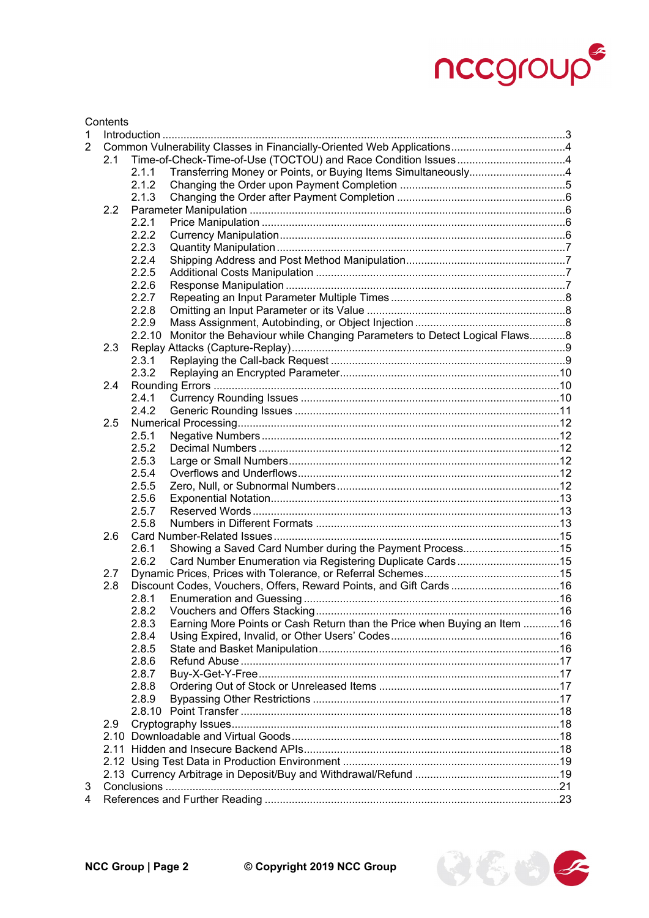Contents

1 Introduction ..................................................................................................................3

2 Common Vulnerability Classes in Financially-Oriented Web Applications......................................4

- 2.1 Time-of-Check-Time-of-Use (TOCTOU) and Race Condition Issues ....................................4
  - 2.1.1 Transferring Money or Points, or Buying Items Simultaneously................................4
  - 2.1.2 Changing the Order upon Payment Completion .......................................................5
  - 2.1.3 Changing the Order after Payment Completion ........................................................6
- 2.2 Parameter Manipulation ..................................................................................................6
  - 2.2.1 Price Manipulation ....................................................................................................6
  - 2.2.2 Currency Manipulation...............................................................................................6
  - 2.2.3 Quantity Manipulation................................................................................................7
  - 2.2.4 Shipping Address and Post Method Manipulation.....................................................7
  - 2.2.5 Additional Costs Manipulation ..................................................................................7
  - 2.2.6 Response Manipulation .............................................................................................7
  - 2.2.7 Repeating an Input Parameter Multiple Times ..........................................................8
  - 2.2.8 Omitting an Input Parameter or its Value ..................................................................8
  - 2.2.9 Mass Assignment, Autobinding, or Object Injection ..................................................8
  - 2.2.10 Monitor the Behaviour while Changing Parameters to Detect Logical Flaws............8
- 2.3 Replay Attacks (Capture-Replay)...........................................................................................9
  - 2.3.1 Replaying the Call-back Request .............................................................................9
  - 2.3.2 Replaying an Encrypted Parameter.........................................................................10
- 2.4 Rounding Errors ..................................................................................................................10
  - 2.4.1 Currency Rounding Issues .....................................................................................10
  - 2.4.2 Generic Rounding Issues .......................................................................................11
- 2.5 Numerical Processing..........................................................................................................12
  - 2.5.1 Negative Numbers ..................................................................................................12
  - 2.5.2 Decimal Numbers ...................................................................................................12
  - 2.5.3 Large or Small Numbers.........................................................................................12
  - 2.5.4 Overflows and Underflows......................................................................................12
  - 2.5.5 Zero, Null, or Subnormal Numbers..........................................................................12
  - 2.5.6 Exponential Notation...............................................................................................13
  - 2.5.7 Reserved Words .....................................................................................................13
  - 2.5.8 Numbers in Different Formats ................................................................................13
- 2.6 Card Number-Related Issues..............................................................................................15
  - 2.6.1 Showing a Saved Card Number during the Payment Process................................15
  - 2.6.2 Card Number Enumeration via Registering Duplicate Cards ..................................15
- 2.7 Dynamic Prices, Prices with Tolerance, or Referral Schemes.............................................15
- 2.8 Discount Codes, Vouchers, Offers, Reward Points, and Gift Cards ....................................16
  - 2.8.1 Enumeration and Guessing .....................................................................................16
  - 2.8.2 Vouchers and Offers Stacking.................................................................................16
  - 2.8.3 Earning More Points or Cash Return than the Price when Buying an Item ............16
  - 2.8.4 Using Expired, Invalid, or Other Users' Codes........................................................16
  - 2.8.5 State and Basket Manipulation................................................................................16
  - 2.8.6 Refund Abuse .........................................................................................................17
  - 2.8.7 Buy-X-Get-Y-Free...................................................................................................17
  - 2.8.8 Ordering Out of Stock or Unreleased Items ............................................................17
  - 2.8.9 Bypassing Other Restrictions .................................................................................17
  - 2.8.10 Point Transfer .........................................................................................................18
- 2.9 Cryptography Issues............................................................................................................18
- 2.10 Downloadable and Virtual Goods........................................................................................18
- 2.11 Hidden and Insecure Backend APIs....................................................................................18
- 2.12 Using Test Data in Production Environment .......................................................................19
- 2.13 Currency Arbitrage in Deposit/Buy and Withdrawal/Refund ................................................19

3 Conclusions ..................................................................................................................21

4 References and Further Reading .................................................................................23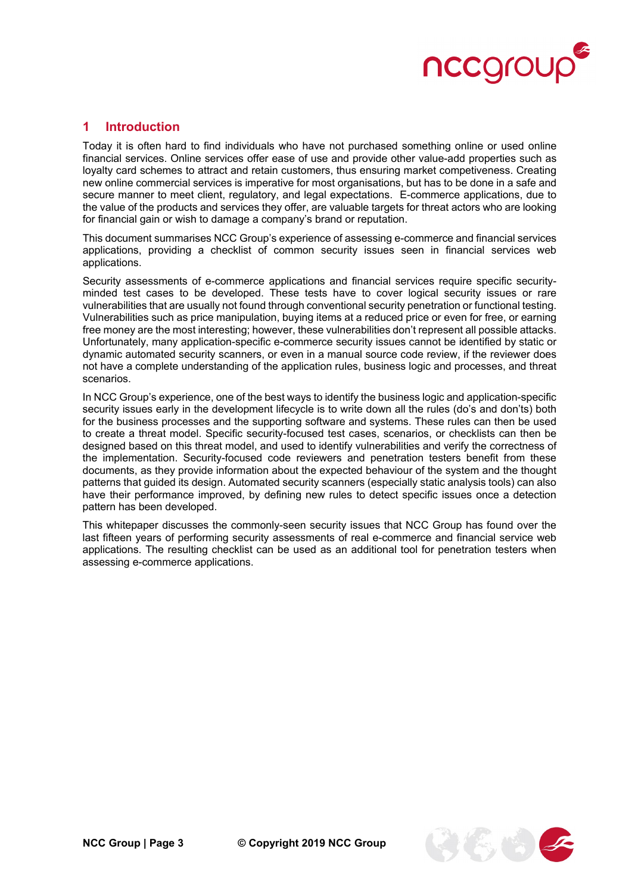# 1 Introduction

Today it is often hard to find individuals who have not purchased something online or used online financial services. Online services offer ease of use and provide other value-add properties such as loyalty card schemes to attract and retain customers, thus ensuring market competiveness. Creating new online commercial services is imperative for most organisations, but has to be done in a safe and secure manner to meet client, regulatory, and legal expectations. E-commerce applications, due to the value of the products and services they offer, are valuable targets for threat actors who are looking for financial gain or wish to damage a company's brand or reputation.

This document summarises NCC Group's experience of assessing e-commerce and financial services applications, providing a checklist of common security issues seen in financial services web applications.

Security assessments of e-commerce applications and financial services require specific security-minded test cases to be developed. These tests have to cover logical security issues or rare vulnerabilities that are usually not found through conventional security penetration or functional testing. Vulnerabilities such as price manipulation, buying items at a reduced price or even for free, or earning free money are the most interesting; however, these vulnerabilities don't represent all possible attacks. Unfortunately, many application-specific e-commerce security issues cannot be identified by static or dynamic automated security scanners, or even in a manual source code review, if the reviewer does not have a complete understanding of the application rules, business logic and processes, and threat scenarios.

In NCC Group's experience, one of the best ways to identify the business logic and application-specific security issues early in the development lifecycle is to write down all the rules (do's and don'ts) both for the business processes and the supporting software and systems. These rules can then be used to create a threat model. Specific security-focused test cases, scenarios, or checklists can then be designed based on this threat model, and used to identify vulnerabilities and verify the correctness of the implementation. Security-focused code reviewers and penetration testers benefit from these documents, as they provide information about the expected behaviour of the system and the thought patterns that guided its design. Automated security scanners (especially static analysis tools) can also have their performance improved, by defining new rules to detect specific issues once a detection pattern has been developed.

This whitepaper discusses the commonly-seen security issues that NCC Group has found over the last fifteen years of performing security assessments of real e-commerce and financial service web applications. The resulting checklist can be used as an additional tool for penetration testers when assessing e-commerce applications.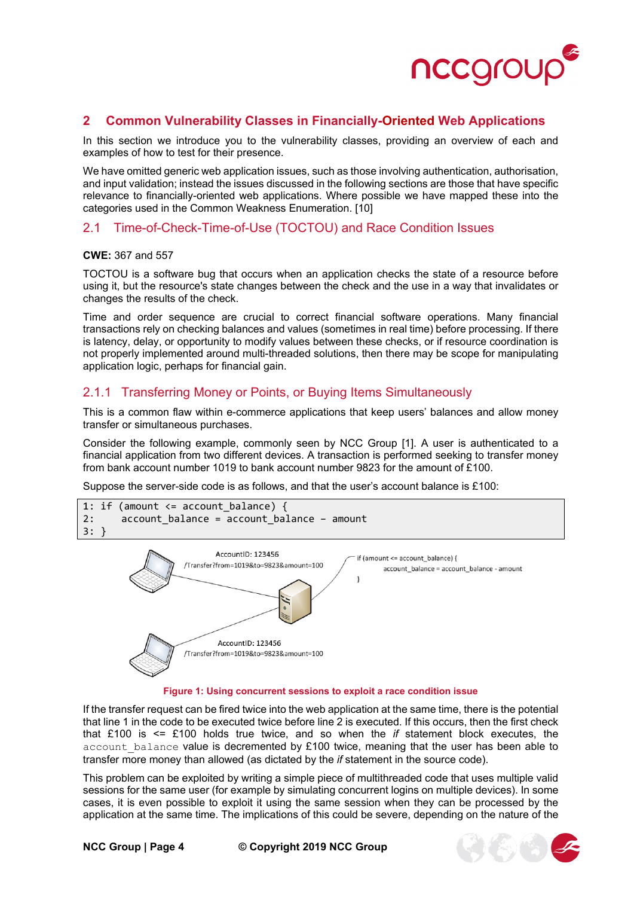## 2 Common Vulnerability Classes in Financially-Oriented Web Applications

In this section we introduce you to the vulnerability classes, providing an overview of each and examples of how to test for their presence.

We have omitted generic web application issues, such as those involving authentication, authorisation, and input validation; instead the issues discussed in the following sections are those that have specific relevance to financially-oriented web applications. Where possible we have mapped these into the categories used in the Common Weakness Enumeration. [10]

### 2.1 Time-of-Check-Time-of-Use (TOCTOU) and Race Condition Issues

**CWE:** 367 and 557

TOCTOU is a software bug that occurs when an application checks the state of a resource before using it, but the resource's state changes between the check and the use in a way that invalidates or changes the results of the check.

Time and order sequence are crucial to correct financial software operations. Many financial transactions rely on checking balances and values (sometimes in real time) before processing. If there is latency, delay, or opportunity to modify values between these checks, or if resource coordination is not properly implemented around multi-threaded solutions, then there may be scope for manipulating application logic, perhaps for financial gain.

#### 2.1.1 Transferring Money or Points, or Buying Items Simultaneously

This is a common flaw within e-commerce applications that keep users' balances and allow money transfer or simultaneous purchases.

Consider the following example, commonly seen by NCC Group [1]. A user is authenticated to a financial application from two different devices. A transaction is performed seeking to transfer money from bank account number 1019 to bank account number 9823 for the amount of £100.

Suppose the server-side code is as follows, and that the user's account balance is £100:

```
1: if (amount <= account_balance) {
2:     account_balance = account_balance – amount
3: }
```

AccountID: 123456
/Transfer?from=1019&to=9823&amount=100

if (amount <= account_balance) {
account_balance = account_balance - amount
}

AccountID: 123456
/Transfer?from=1019&to=9823&amount=100

Figure 1: Using concurrent sessions to exploit a race condition issue

If the transfer request can be fired twice into the web application at the same time, there is the potential that line 1 in the code to be executed twice before line 2 is executed. If this occurs, then the first check that £100 is <= £100 holds true twice, and so when the *if* statement block executes, the `account_balance` value is decremented by £100 twice, meaning that the user has been able to transfer more money than allowed (as dictated by the *if* statement in the source code).

This problem can be exploited by writing a simple piece of multithreaded code that uses multiple valid sessions for the same user (for example by simulating concurrent logins on multiple devices). In some cases, it is even possible to exploit it using the same session when they can be processed by the application at the same time. The implications of this could be severe, depending on the nature of the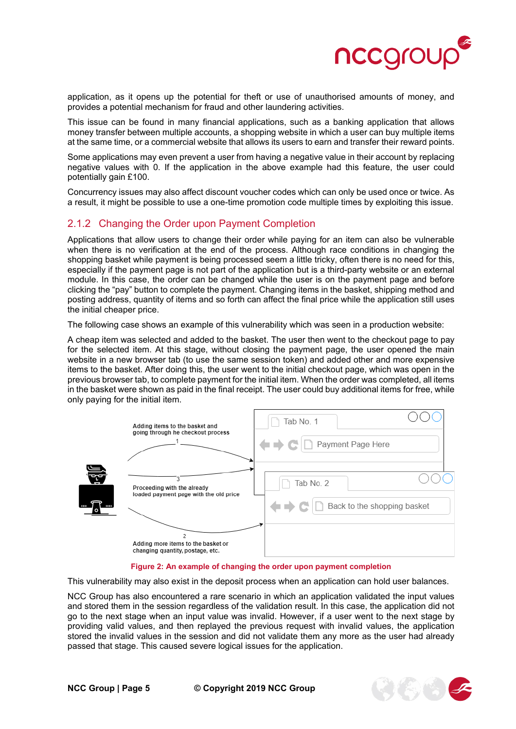application, as it opens up the potential for theft or use of unauthorised amounts of money, and provides a potential mechanism for fraud and other laundering activities.

This issue can be found in many financial applications, such as a banking application that allows money transfer between multiple accounts, a shopping website in which a user can buy multiple items at the same time, or a commercial website that allows its users to earn and transfer their reward points.

Some applications may even prevent a user from having a negative value in their account by replacing negative values with 0. If the application in the above example had this feature, the user could potentially gain £100.

Concurrency issues may also affect discount voucher codes which can only be used once or twice. As a result, it might be possible to use a one-time promotion code multiple times by exploiting this issue.

### 2.1.2 Changing the Order upon Payment Completion

Applications that allow users to change their order while paying for an item can also be vulnerable when there is no verification at the end of the process. Although race conditions in changing the shopping basket while payment is being processed seem a little tricky, often there is no need for this, especially if the payment page is not part of the application but is a third-party website or an external module. In this case, the order can be changed while the user is on the payment page and before clicking the "pay" button to complete the payment. Changing items in the basket, shipping method and posting address, quantity of items and so forth can affect the final price while the application still uses the initial cheaper price.

The following case shows an example of this vulnerability which was seen in a production website:

A cheap item was selected and added to the basket. The user then went to the checkout page to pay for the selected item. At this stage, without closing the payment page, the user opened the main website in a new browser tab (to use the same session token) and added other and more expensive items to the basket. After doing this, the user went to the initial checkout page, which was open in the previous browser tab, to complete payment for the initial item. When the order was completed, all items in the basket were shown as paid in the final receipt. The user could buy additional items for free, while only paying for the initial item.

Figure 2: An example of changing the order upon payment completion

This vulnerability may also exist in the deposit process when an application can hold user balances.

NCC Group has also encountered a rare scenario in which an application validated the input values and stored them in the session regardless of the validation result. In this case, the application did not go to the next stage when an input value was invalid. However, if a user went to the next stage by providing valid values, and then replayed the previous request with invalid values, the application stored the invalid values in the session and did not validate them any more as the user had already passed that stage. This caused severe logical issues for the application.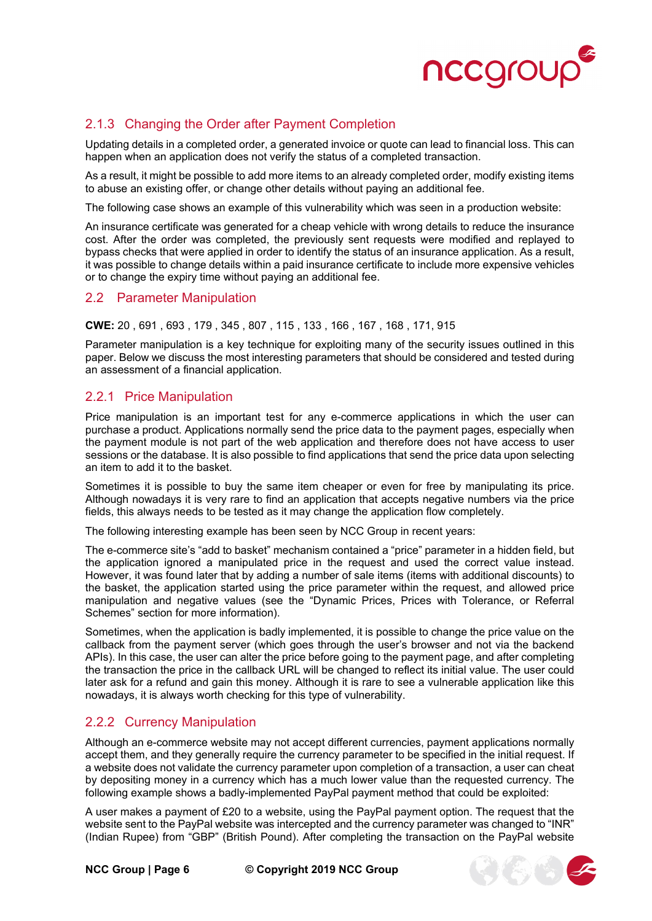### 2.1.3 Changing the Order after Payment Completion

Updating details in a completed order, a generated invoice or quote can lead to financial loss. This can happen when an application does not verify the status of a completed transaction.

As a result, it might be possible to add more items to an already completed order, modify existing items to abuse an existing offer, or change other details without paying an additional fee.

The following case shows an example of this vulnerability which was seen in a production website:

An insurance certificate was generated for a cheap vehicle with wrong details to reduce the insurance cost. After the order was completed, the previously sent requests were modified and replayed to bypass checks that were applied in order to identify the status of an insurance application. As a result, it was possible to change details within a paid insurance certificate to include more expensive vehicles or to change the expiry time without paying an additional fee.

## 2.2 Parameter Manipulation

**CWE:** 20 , 691 , 693 , 179 , 345 , 807 , 115 , 133 , 166 , 167 , 168 , 171, 915

Parameter manipulation is a key technique for exploiting many of the security issues outlined in this paper. Below we discuss the most interesting parameters that should be considered and tested during an assessment of a financial application.

### 2.2.1 Price Manipulation

Price manipulation is an important test for any e-commerce applications in which the user can purchase a product. Applications normally send the price data to the payment pages, especially when the payment module is not part of the web application and therefore does not have access to user sessions or the database. It is also possible to find applications that send the price data upon selecting an item to add it to the basket.

Sometimes it is possible to buy the same item cheaper or even for free by manipulating its price. Although nowadays it is very rare to find an application that accepts negative numbers via the price fields, this always needs to be tested as it may change the application flow completely.

The following interesting example has been seen by NCC Group in recent years:

The e-commerce site's "add to basket" mechanism contained a "price" parameter in a hidden field, but the application ignored a manipulated price in the request and used the correct value instead. However, it was found later that by adding a number of sale items (items with additional discounts) to the basket, the application started using the price parameter within the request, and allowed price manipulation and negative values (see the "Dynamic Prices, Prices with Tolerance, or Referral Schemes" section for more information).

Sometimes, when the application is badly implemented, it is possible to change the price value on the callback from the payment server (which goes through the user's browser and not via the backend APIs). In this case, the user can alter the price before going to the payment page, and after completing the transaction the price in the callback URL will be changed to reflect its initial value. The user could later ask for a refund and gain this money. Although it is rare to see a vulnerable application like this nowadays, it is always worth checking for this type of vulnerability.

### 2.2.2 Currency Manipulation

Although an e-commerce website may not accept different currencies, payment applications normally accept them, and they generally require the currency parameter to be specified in the initial request. If a website does not validate the currency parameter upon completion of a transaction, a user can cheat by depositing money in a currency which has a much lower value than the requested currency. The following example shows a badly-implemented PayPal payment method that could be exploited:

A user makes a payment of £20 to a website, using the PayPal payment option. The request that the website sent to the PayPal website was intercepted and the currency parameter was changed to "INR" (Indian Rupee) from "GBP" (British Pound). After completing the transaction on the PayPal website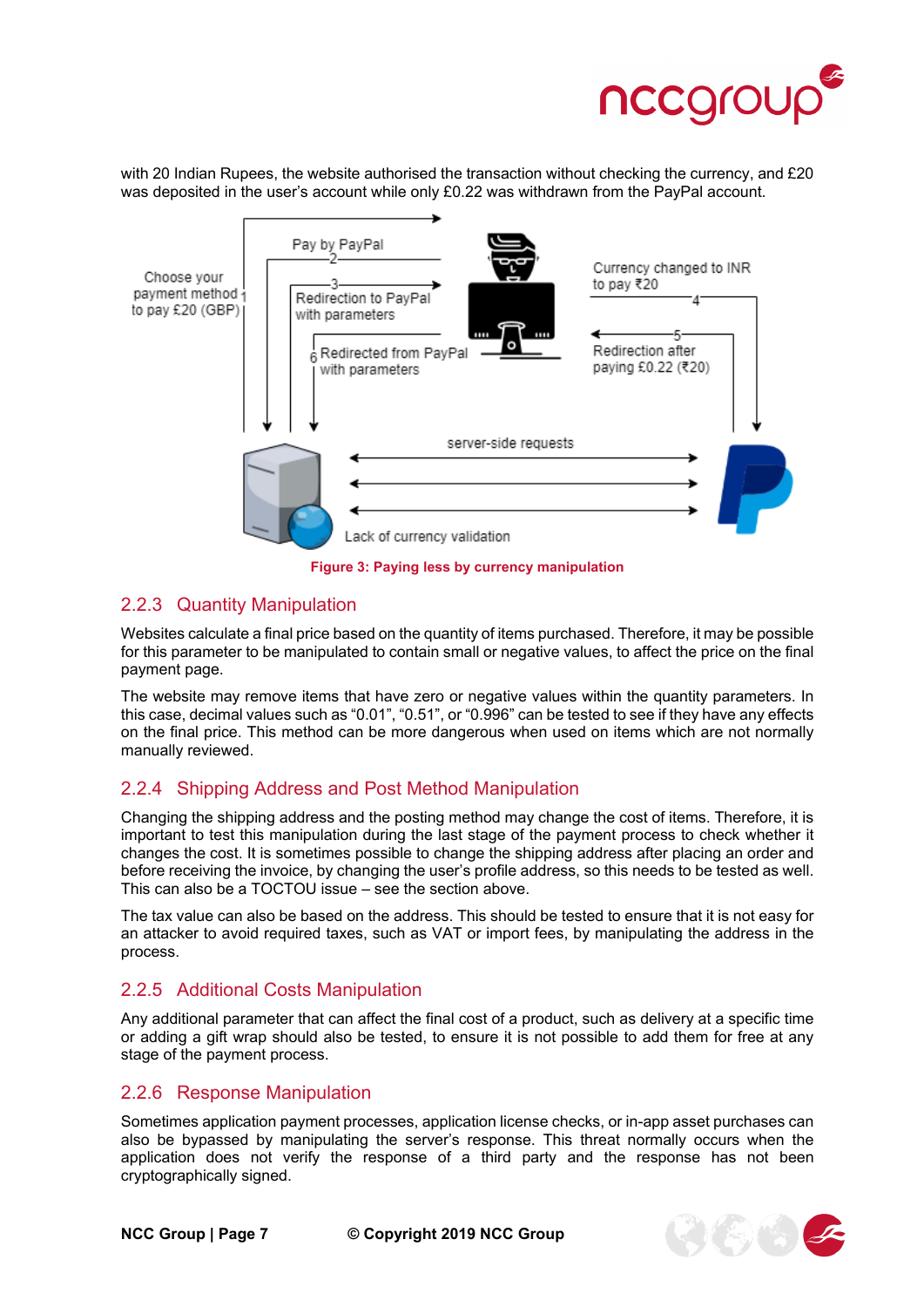with 20 Indian Rupees, the website authorised the transaction without checking the currency, and £20 was deposited in the user's account while only £0.22 was withdrawn from the PayPal account.

**Figure 3: Paying less by currency manipulation**

### 2.2.3 Quantity Manipulation

Websites calculate a final price based on the quantity of items purchased. Therefore, it may be possible for this parameter to be manipulated to contain small or negative values, to affect the price on the final payment page.

The website may remove items that have zero or negative values within the quantity parameters. In this case, decimal values such as "0.01", "0.51", or "0.996" can be tested to see if they have any effects on the final price. This method can be more dangerous when used on items which are not normally manually reviewed.

### 2.2.4 Shipping Address and Post Method Manipulation

Changing the shipping address and the posting method may change the cost of items. Therefore, it is important to test this manipulation during the last stage of the payment process to check whether it changes the cost. It is sometimes possible to change the shipping address after placing an order and before receiving the invoice, by changing the user's profile address, so this needs to be tested as well. This can also be a TOCTOU issue – see the section above.

The tax value can also be based on the address. This should be tested to ensure that it is not easy for an attacker to avoid required taxes, such as VAT or import fees, by manipulating the address in the process.

### 2.2.5 Additional Costs Manipulation

Any additional parameter that can affect the final cost of a product, such as delivery at a specific time or adding a gift wrap should also be tested, to ensure it is not possible to add them for free at any stage of the payment process.

### 2.2.6 Response Manipulation

Sometimes application payment processes, application license checks, or in-app asset purchases can also be bypassed by manipulating the server's response. This threat normally occurs when the application does not verify the response of a third party and the response has not been cryptographically signed.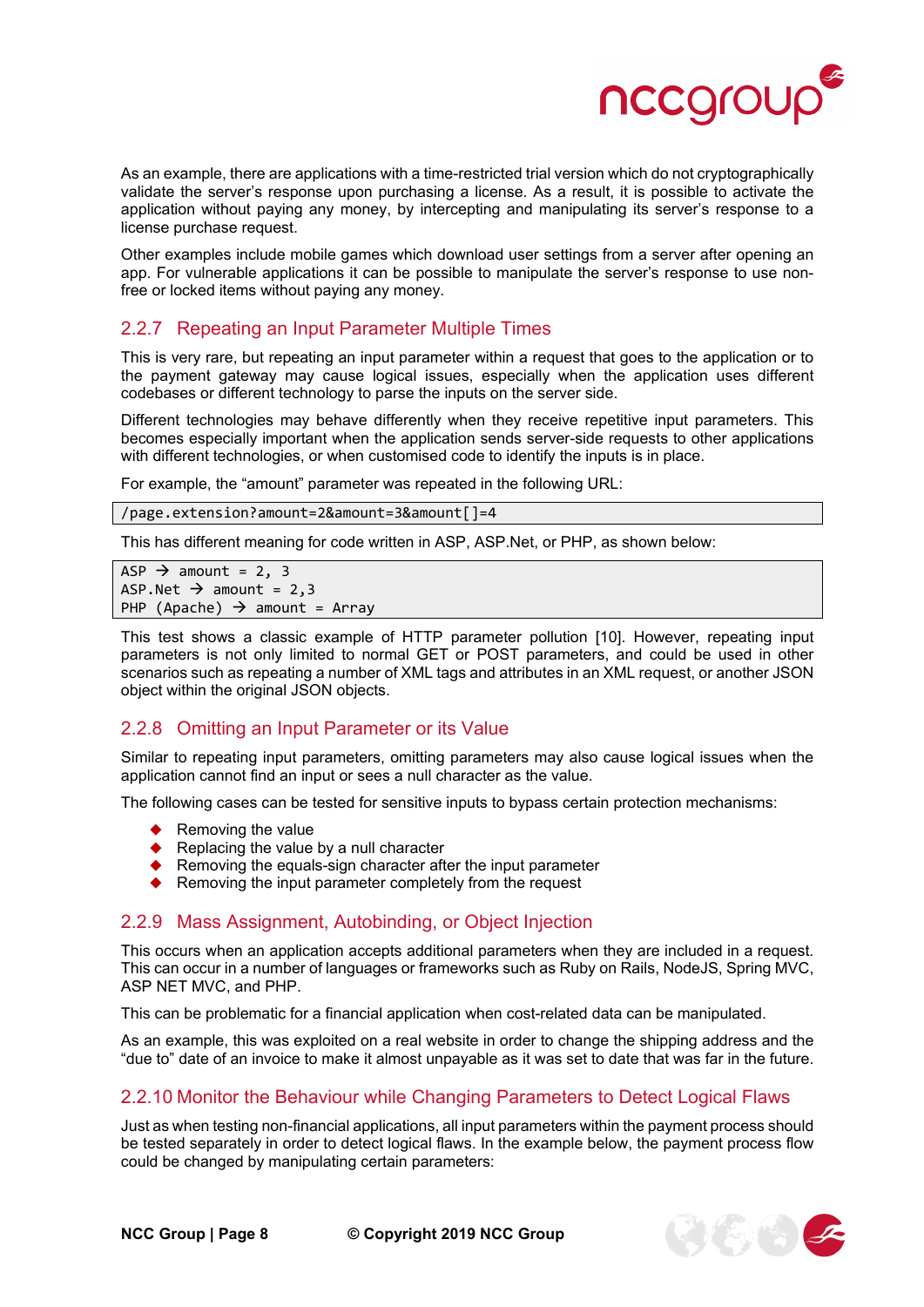As an example, there are applications with a time-restricted trial version which do not cryptographically validate the server's response upon purchasing a license. As a result, it is possible to activate the application without paying any money, by intercepting and manipulating its server's response to a license purchase request.

Other examples include mobile games which download user settings from a server after opening an app. For vulnerable applications it can be possible to manipulate the server's response to use non-free or locked items without paying any money.

### 2.2.7 Repeating an Input Parameter Multiple Times

This is very rare, but repeating an input parameter within a request that goes to the application or to the payment gateway may cause logical issues, especially when the application uses different codebases or different technology to parse the inputs on the server side.

Different technologies may behave differently when they receive repetitive input parameters. This becomes especially important when the application sends server-side requests to other applications with different technologies, or when customised code to identify the inputs is in place.

For example, the "amount" parameter was repeated in the following URL:

```
/page.extension?amount=2&amount=3&amount[]=4
```

This has different meaning for code written in ASP, ASP.Net, or PHP, as shown below:

```
ASP → amount = 2, 3
ASP.Net → amount = 2,3
PHP (Apache) → amount = Array
```

This test shows a classic example of HTTP parameter pollution [10]. However, repeating input parameters is not only limited to normal GET or POST parameters, and could be used in other scenarios such as repeating a number of XML tags and attributes in an XML request, or another JSON object within the original JSON objects.

### 2.2.8 Omitting an Input Parameter or its Value

Similar to repeating input parameters, omitting parameters may also cause logical issues when the application cannot find an input or sees a null character as the value.

The following cases can be tested for sensitive inputs to bypass certain protection mechanisms:

- Removing the value
- Replacing the value by a null character
- Removing the equals-sign character after the input parameter
- Removing the input parameter completely from the request

### 2.2.9 Mass Assignment, Autobinding, or Object Injection

This occurs when an application accepts additional parameters when they are included in a request. This can occur in a number of languages or frameworks such as Ruby on Rails, NodeJS, Spring MVC, ASP NET MVC, and PHP.

This can be problematic for a financial application when cost-related data can be manipulated.

As an example, this was exploited on a real website in order to change the shipping address and the "due to" date of an invoice to make it almost unpayable as it was set to date that was far in the future.

### 2.2.10 Monitor the Behaviour while Changing Parameters to Detect Logical Flaws

Just as when testing non-financial applications, all input parameters within the payment process should be tested separately in order to detect logical flaws. In the example below, the payment process flow could be changed by manipulating certain parameters: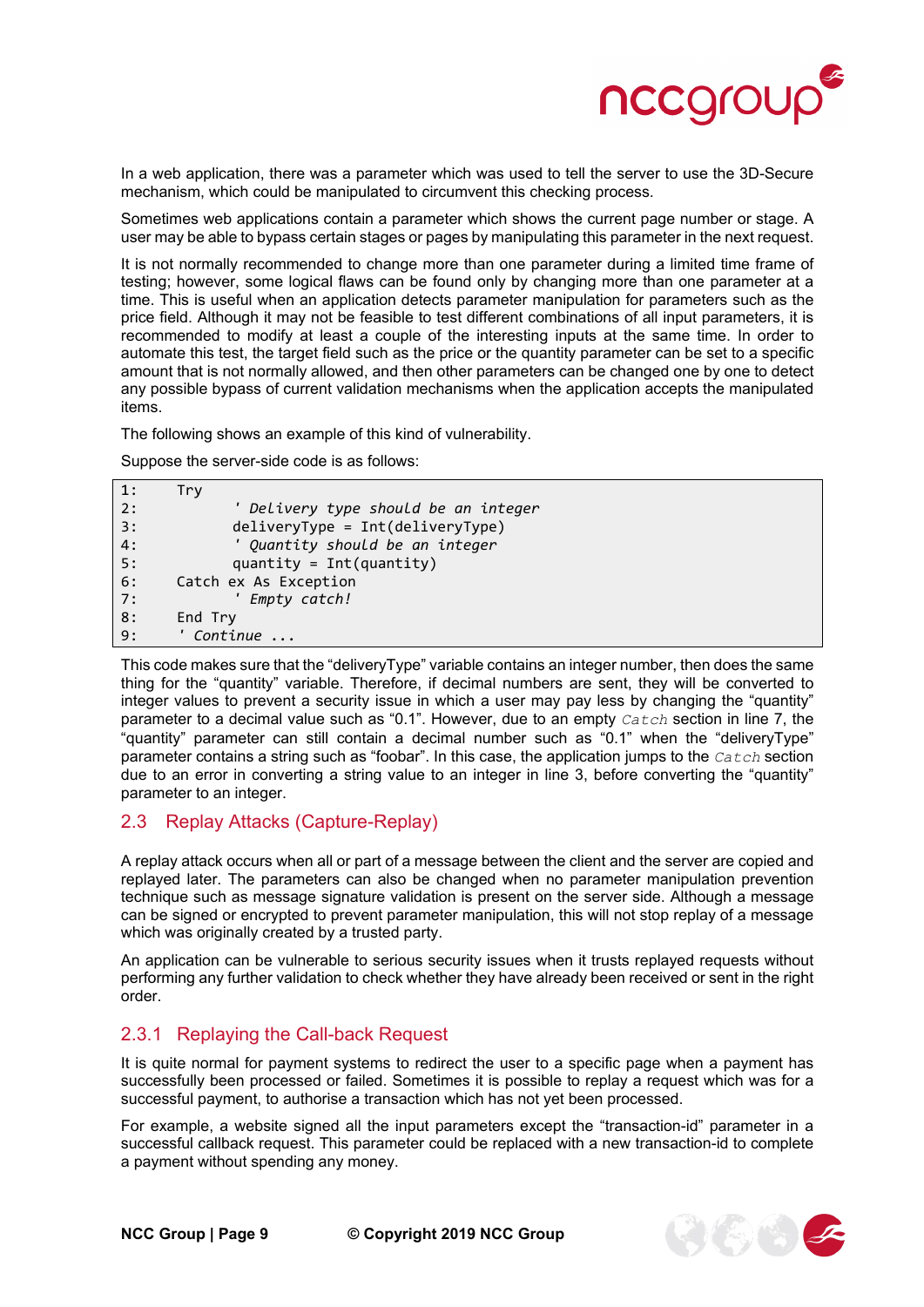In a web application, there was a parameter which was used to tell the server to use the 3D-Secure mechanism, which could be manipulated to circumvent this checking process.

Sometimes web applications contain a parameter which shows the current page number or stage. A user may be able to bypass certain stages or pages by manipulating this parameter in the next request.

It is not normally recommended to change more than one parameter during a limited time frame of testing; however, some logical flaws can be found only by changing more than one parameter at a time. This is useful when an application detects parameter manipulation for parameters such as the price field. Although it may not be feasible to test different combinations of all input parameters, it is recommended to modify at least a couple of the interesting inputs at the same time. In order to automate this test, the target field such as the price or the quantity parameter can be set to a specific amount that is not normally allowed, and then other parameters can be changed one by one to detect any possible bypass of current validation mechanisms when the application accepts the manipulated items.

The following shows an example of this kind of vulnerability.

Suppose the server-side code is as follows:

```
1:    Try
2:            ' Delivery type should be an integer
3:            deliveryType = Int(deliveryType)
4:            ' Quantity should be an integer
5:            quantity = Int(quantity)
6:    Catch ex As Exception
7:            ' Empty catch!
8:    End Try
9:    ' Continue ...
```

This code makes sure that the "deliveryType" variable contains an integer number, then does the same thing for the "quantity" variable. Therefore, if decimal numbers are sent, they will be converted to integer values to prevent a security issue in which a user may pay less by changing the "quantity" parameter to a decimal value such as "0.1". However, due to an empty `Catch` section in line 7, the "quantity" parameter can still contain a decimal number such as "0.1" when the "deliveryType" parameter contains a string such as "foobar". In this case, the application jumps to the `Catch` section due to an error in converting a string value to an integer in line 3, before converting the "quantity" parameter to an integer.

## 2.3 Replay Attacks (Capture-Replay)

A replay attack occurs when all or part of a message between the client and the server are copied and replayed later. The parameters can also be changed when no parameter manipulation prevention technique such as message signature validation is present on the server side. Although a message can be signed or encrypted to prevent parameter manipulation, this will not stop replay of a message which was originally created by a trusted party.

An application can be vulnerable to serious security issues when it trusts replayed requests without performing any further validation to check whether they have already been received or sent in the right order.

### 2.3.1 Replaying the Call-back Request

It is quite normal for payment systems to redirect the user to a specific page when a payment has successfully been processed or failed. Sometimes it is possible to replay a request which was for a successful payment, to authorise a transaction which has not yet been processed.

For example, a website signed all the input parameters except the "transaction-id" parameter in a successful callback request. This parameter could be replaced with a new transaction-id to complete a payment without spending any money.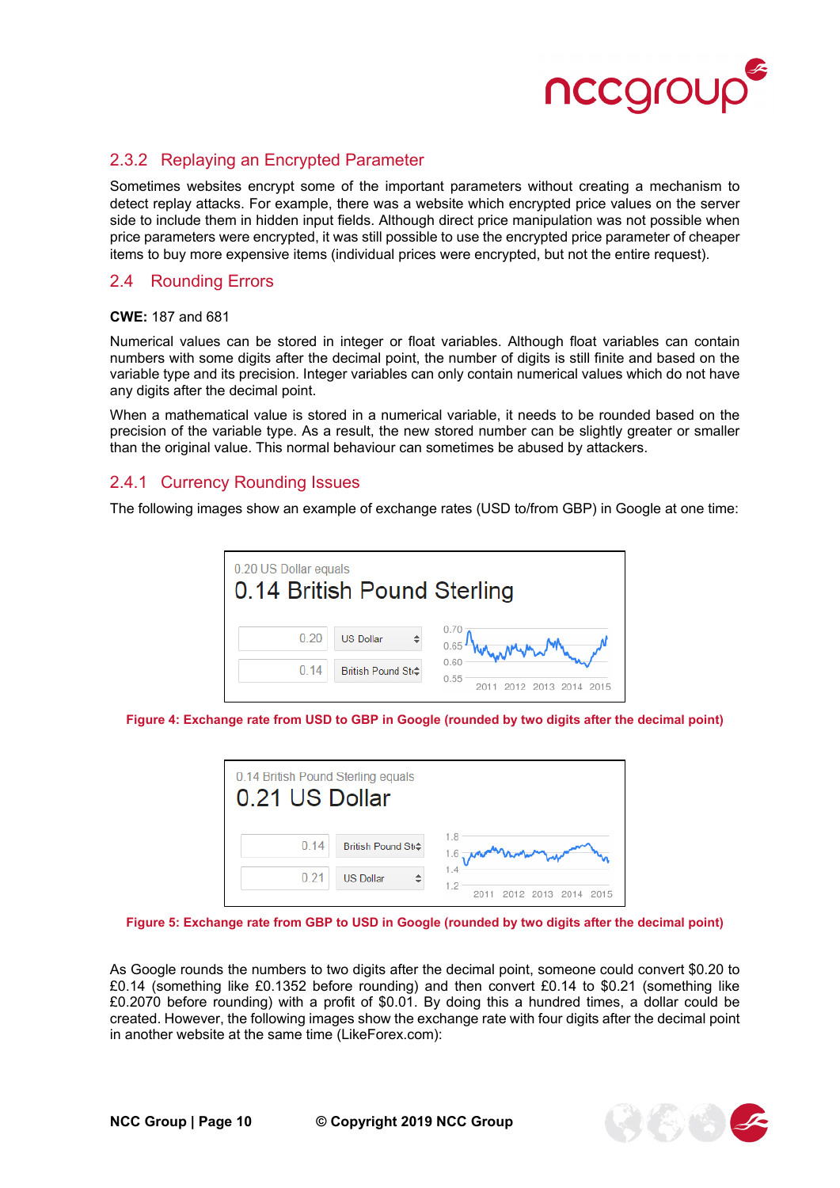### 2.3.2 Replaying an Encrypted Parameter

Sometimes websites encrypt some of the important parameters without creating a mechanism to detect replay attacks. For example, there was a website which encrypted price values on the server side to include them in hidden input fields. Although direct price manipulation was not possible when price parameters were encrypted, it was still possible to use the encrypted price parameter of cheaper items to buy more expensive items (individual prices were encrypted, but not the entire request).

## 2.4 Rounding Errors

**CWE:** 187 and 681

Numerical values can be stored in integer or float variables. Although float variables can contain numbers with some digits after the decimal point, the number of digits is still finite and based on the variable type and its precision. Integer variables can only contain numerical values which do not have any digits after the decimal point.

When a mathematical value is stored in a numerical variable, it needs to be rounded based on the precision of the variable type. As a result, the new stored number can be slightly greater or smaller than the original value. This normal behaviour can sometimes be abused by attackers.

### 2.4.1 Currency Rounding Issues

The following images show an example of exchange rates (USD to/from GBP) in Google at one time:

0.20 US Dollar equals
0.14 British Pound Sterling

Figure 4: Exchange rate from USD to GBP in Google (rounded by two digits after the decimal point)

0.14 British Pound Sterling equals
0.21 US Dollar

Figure 5: Exchange rate from GBP to USD in Google (rounded by two digits after the decimal point)

As Google rounds the numbers to two digits after the decimal point, someone could convert $0.20 to £0.14 (something like £0.1352 before rounding) and then convert £0.14 to $0.21 (something like £0.2070 before rounding) with a profit of $0.01. By doing this a hundred times, a dollar could be created. However, the following images show the exchange rate with four digits after the decimal point in another website at the same time (LikeForex.com):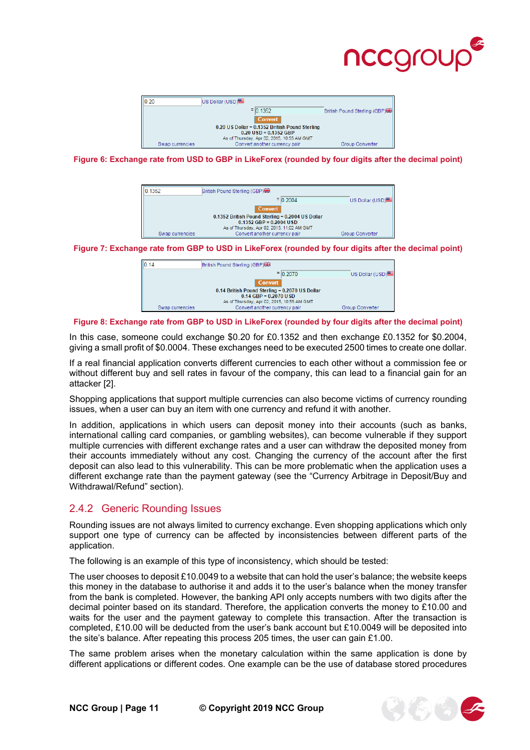Figure 6: Exchange rate from USD to GBP in LikeForex (rounded by four digits after the decimal point)

Figure 7: Exchange rate from GBP to USD in LikeForex (rounded by four digits after the decimal point)

Figure 8: Exchange rate from GBP to USD in LikeForex (rounded by four digits after the decimal point)

In this case, someone could exchange $0.20 for £0.1352 and then exchange £0.1352 for $0.2004, giving a small profit of $0.0004. These exchanges need to be executed 2500 times to create one dollar.

If a real financial application converts different currencies to each other without a commission fee or without different buy and sell rates in favour of the company, this can lead to a financial gain for an attacker [2].

Shopping applications that support multiple currencies can also become victims of currency rounding issues, when a user can buy an item with one currency and refund it with another.

In addition, applications in which users can deposit money into their accounts (such as banks, international calling card companies, or gambling websites), can become vulnerable if they support multiple currencies with different exchange rates and a user can withdraw the deposited money from their accounts immediately without any cost. Changing the currency of the account after the first deposit can also lead to this vulnerability. This can be more problematic when the application uses a different exchange rate than the payment gateway (see the “Currency Arbitrage in Deposit/Buy and Withdrawal/Refund” section).

### 2.4.2 Generic Rounding Issues

Rounding issues are not always limited to currency exchange. Even shopping applications which only support one type of currency can be affected by inconsistencies between different parts of the application.

The following is an example of this type of inconsistency, which should be tested:

The user chooses to deposit £10.0049 to a website that can hold the user’s balance; the website keeps this money in the database to authorise it and adds it to the user’s balance when the money transfer from the bank is completed. However, the banking API only accepts numbers with two digits after the decimal pointer based on its standard. Therefore, the application converts the money to £10.00 and waits for the user and the payment gateway to complete this transaction. After the transaction is completed, £10.00 will be deducted from the user’s bank account but £10.0049 will be deposited into the site’s balance. After repeating this process 205 times, the user can gain £1.00.

The same problem arises when the monetary calculation within the same application is done by different applications or different codes. One example can be the use of database stored procedures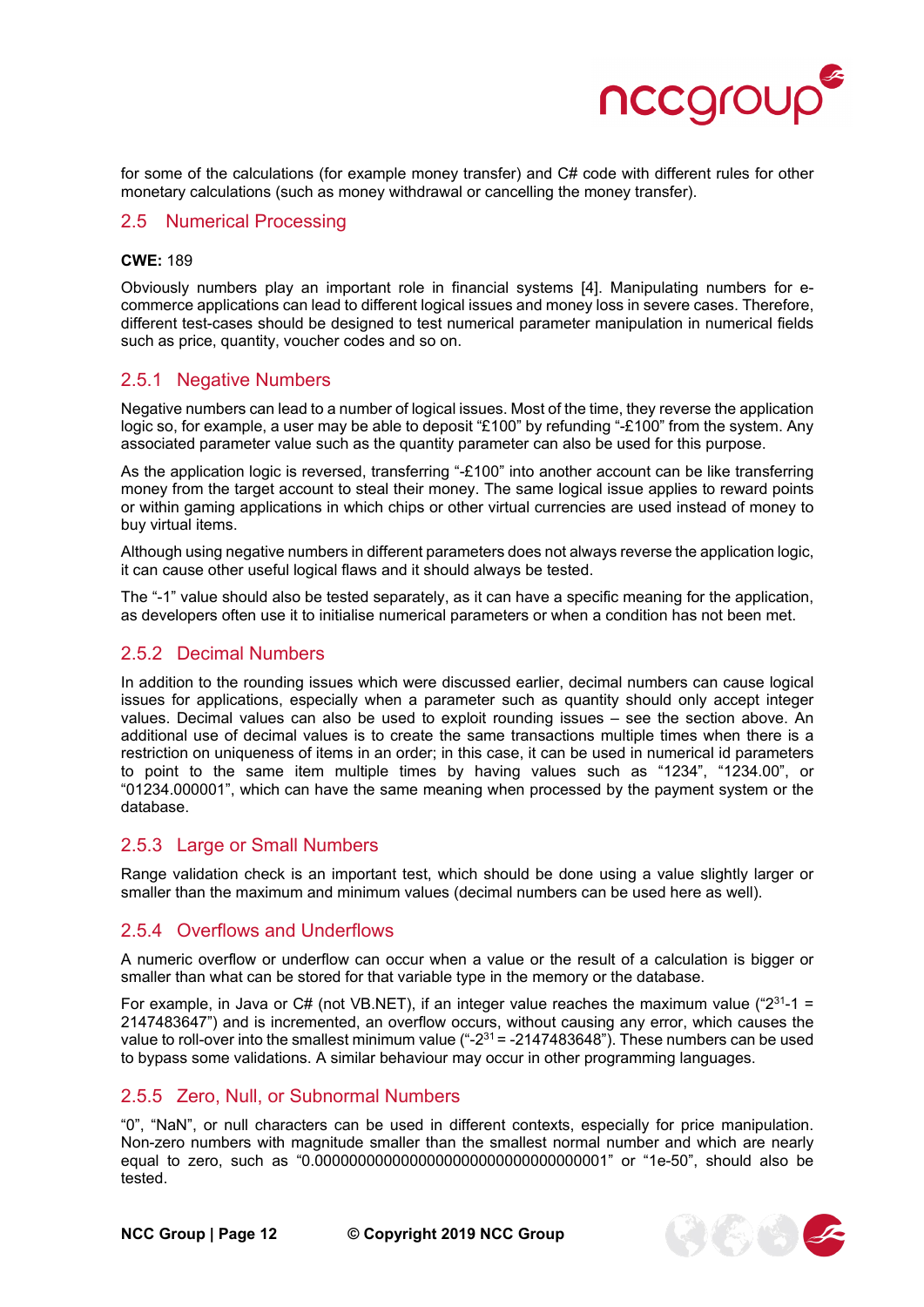for some of the calculations (for example money transfer) and C# code with different rules for other monetary calculations (such as money withdrawal or cancelling the money transfer).

## 2.5 Numerical Processing

**CWE:** 189

Obviously numbers play an important role in financial systems [4]. Manipulating numbers for e-commerce applications can lead to different logical issues and money loss in severe cases. Therefore, different test-cases should be designed to test numerical parameter manipulation in numerical fields such as price, quantity, voucher codes and so on.

### 2.5.1 Negative Numbers

Negative numbers can lead to a number of logical issues. Most of the time, they reverse the application logic so, for example, a user may be able to deposit "£100" by refunding "-£100" from the system. Any associated parameter value such as the quantity parameter can also be used for this purpose.

As the application logic is reversed, transferring "-£100" into another account can be like transferring money from the target account to steal their money. The same logical issue applies to reward points or within gaming applications in which chips or other virtual currencies are used instead of money to buy virtual items.

Although using negative numbers in different parameters does not always reverse the application logic, it can cause other useful logical flaws and it should always be tested.

The "-1" value should also be tested separately, as it can have a specific meaning for the application, as developers often use it to initialise numerical parameters or when a condition has not been met.

### 2.5.2 Decimal Numbers

In addition to the rounding issues which were discussed earlier, decimal numbers can cause logical issues for applications, especially when a parameter such as quantity should only accept integer values. Decimal values can also be used to exploit rounding issues – see the section above. An additional use of decimal values is to create the same transactions multiple times when there is a restriction on uniqueness of items in an order; in this case, it can be used in numerical id parameters to point to the same item multiple times by having values such as "1234", "1234.00", or "01234.000001", which can have the same meaning when processed by the payment system or the database.

### 2.5.3 Large or Small Numbers

Range validation check is an important test, which should be done using a value slightly larger or smaller than the maximum and minimum values (decimal numbers can be used here as well).

### 2.5.4 Overflows and Underflows

A numeric overflow or underflow can occur when a value or the result of a calculation is bigger or smaller than what can be stored for that variable type in the memory or the database.

For example, in Java or C# (not VB.NET), if an integer value reaches the maximum value ("$2^{31}$-1 = 2147483647") and is incremented, an overflow occurs, without causing any error, which causes the value to roll-over into the smallest minimum value ("-$2^{31}$ = -2147483648"). These numbers can be used to bypass some validations. A similar behaviour may occur in other programming languages.

### 2.5.5 Zero, Null, or Subnormal Numbers

"0", "NaN", or null characters can be used in different contexts, especially for price manipulation. Non-zero numbers with magnitude smaller than the smallest normal number and which are nearly equal to zero, such as "0.00000000000000000000000000000000001" or "1e-50", should also be tested.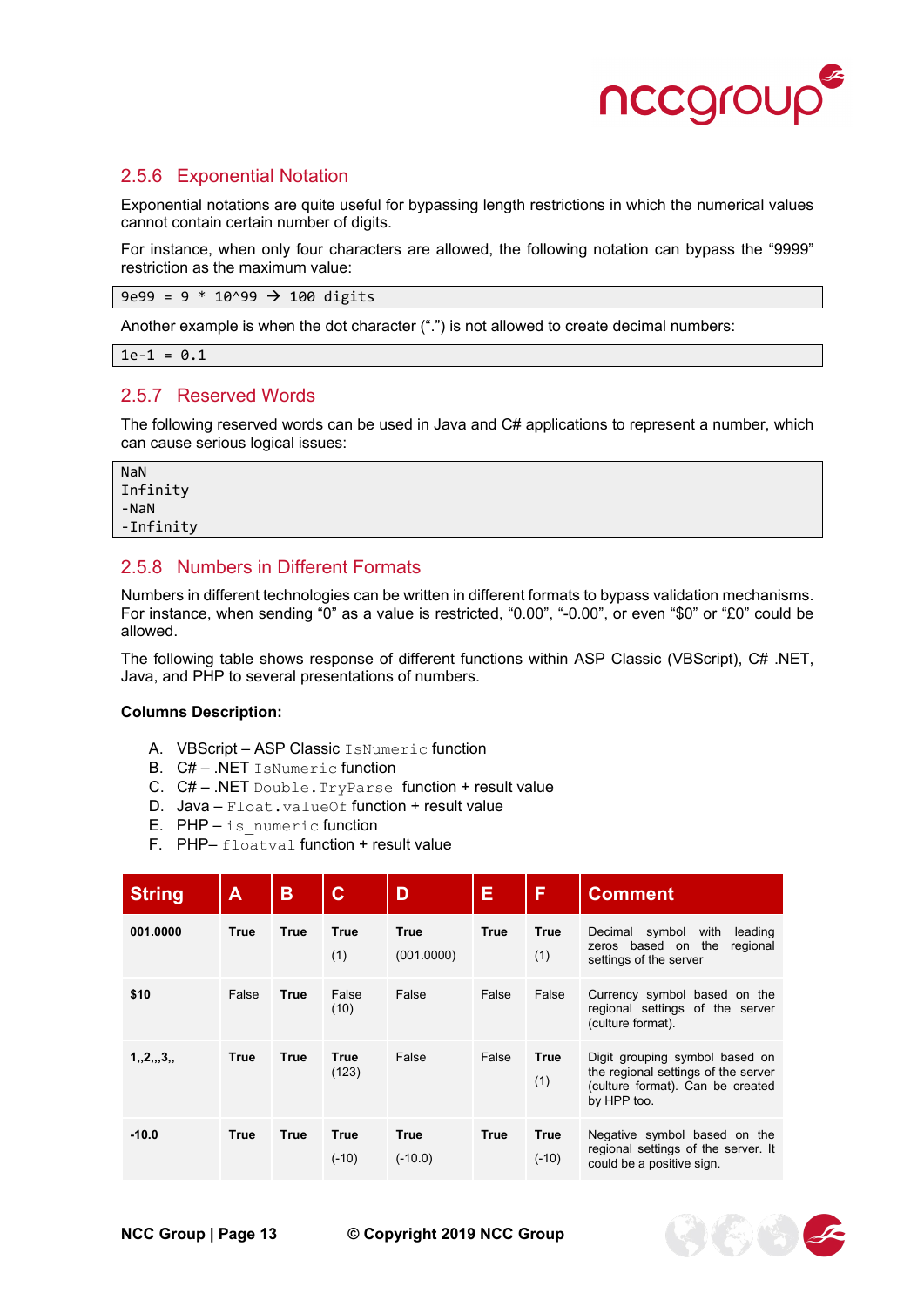### 2.5.6 Exponential Notation

Exponential notations are quite useful for bypassing length restrictions in which the numerical values cannot contain certain number of digits.

For instance, when only four characters are allowed, the following notation can bypass the “9999” restriction as the maximum value:

```
9e99 = 9 * 10^99 → 100 digits
```

Another example is when the dot character (“.”) is not allowed to create decimal numbers:

```
1e-1 = 0.1
```

### 2.5.7 Reserved Words

The following reserved words can be used in Java and C# applications to represent a number, which can cause serious logical issues:

```
NaN
Infinity
-NaN
-Infinity
```

### 2.5.8 Numbers in Different Formats

Numbers in different technologies can be written in different formats to bypass validation mechanisms. For instance, when sending “0” as a value is restricted, “0.00”, “-0.00”, or even “$0” or “£0” could be allowed.

The following table shows response of different functions within ASP Classic (VBScript), C# .NET, Java, and PHP to several presentations of numbers.

**Columns Description:**

A. VBScript – ASP Classic `IsNumeric` function
B. C# – .NET `IsNumeric` function
C. C# – .NET `Double.TryParse` function + result value
D. Java – `Float.valueOf` function + result value
E. PHP – `is_numeric` function
F. PHP– `floatval` function + result value

| String | A | B | C | D | E | F | Comment |
|---|---|---|---|---|---|---|---|
| **001.0000** | **True** | **True** | **True** (1) | **True** (001.0000) | **True** | **True** (1) | Decimal symbol with leading zeros based on the regional settings of the server |
| **$10** | False | **True** | False (10) | False | False | False | Currency symbol based on the regional settings of the server (culture format). |
| **1,,2,,,3,,** | **True** | **True** | **True** (123) | False | False | **True** (1) | Digit grouping symbol based on the regional settings of the server (culture format). Can be created by HPP too. |
| **-10.0** | **True** | **True** | **True** (-10) | **True** (-10.0) | **True** | **True** (-10) | Negative symbol based on the regional settings of the server. It could be a positive sign. |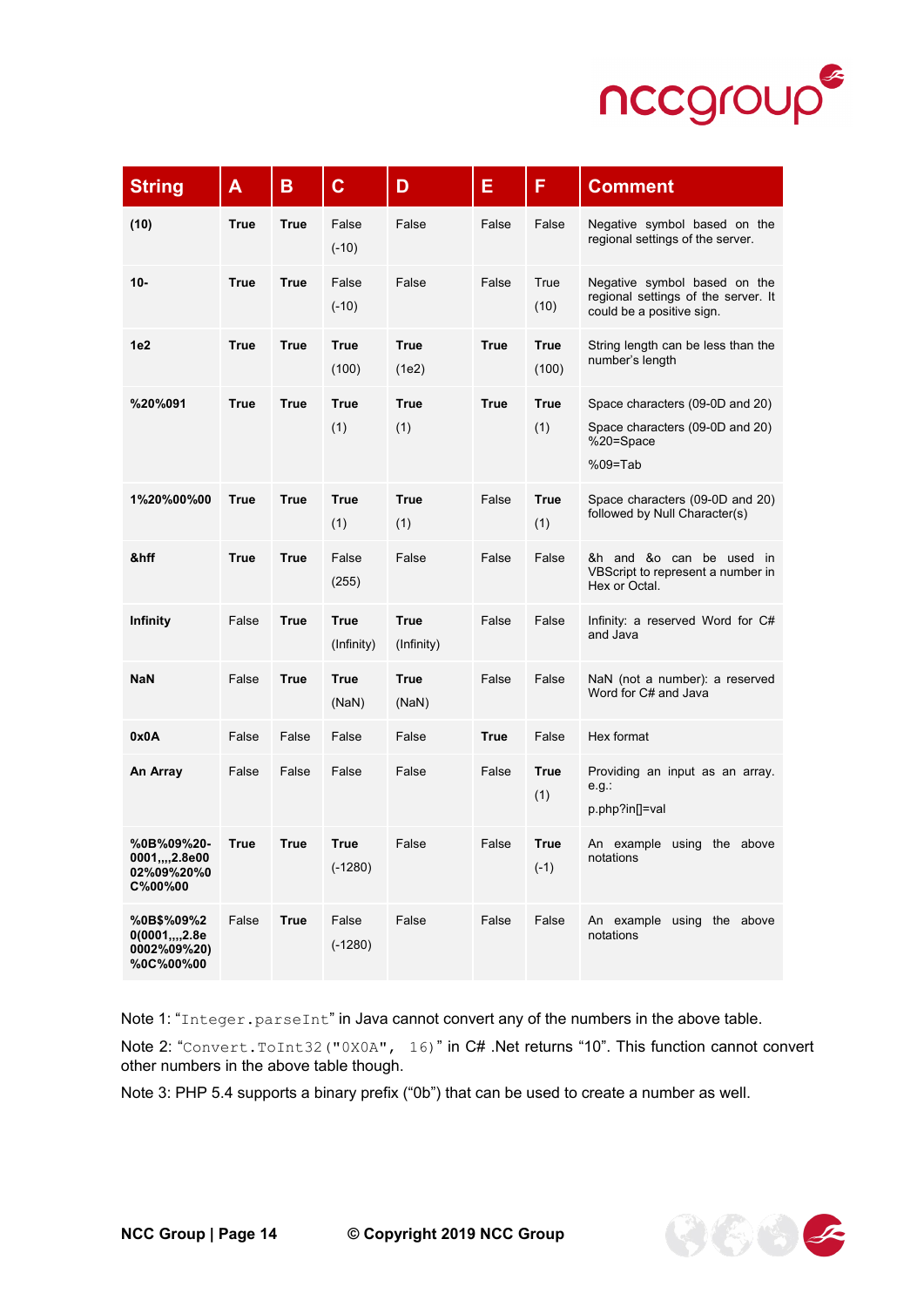| String | A | B | C | D | E | F | Comment |
|---|---|---|---|---|---|---|---|
| **(10)** | **True** | **True** | False (-10) | False | False | False | Negative symbol based on the regional settings of the server. |
| **10-** | **True** | **True** | False (-10) | False | False | True (10) | Negative symbol based on the regional settings of the server. It could be a positive sign. |
| **1e2** | **True** | **True** | **True** (100) | **True** (1e2) | **True** | **True** (100) | String length can be less than the number's length |
| **%20%091** | **True** | **True** | **True** (1) | **True** (1) | **True** | **True** (1) | Space characters (09-0D and 20) Space characters (09-0D and 20) %20=Space %09=Tab |
| **1%20%00%00** | **True** | **True** | **True** (1) | **True** (1) | False | **True** (1) | Space characters (09-0D and 20) followed by Null Character(s) |
| **&hff** | **True** | **True** | False (255) | False | False | False | &h and &o can be used in VBScript to represent a number in Hex or Octal. |
| **Infinity** | False | **True** | **True** (Infinity) | **True** (Infinity) | False | False | Infinity: a reserved Word for C# and Java |
| **NaN** | False | **True** | **True** (NaN) | **True** (NaN) | False | False | NaN (not a number): a reserved Word for C# and Java |
| **0x0A** | False | False | False | False | **True** | False | Hex format |
| **An Array** | False | False | False | False | False | **True** (1) | Providing an input as an array. e.g.: p.php?in[]=val |
| **%0B%09%20-0001,,,,2.8e0002%09%20%0C%00%00** | **True** | **True** | **True** (-1280) | False | False | **True** (-1) | An example using the above notations |
| **%0B$%09%20(0001,,,,2.8e0002%09%20)%0C%00%00** | False | **True** | False (-1280) | False | False | False | An example using the above notations |

Note 1: "`Integer.parseInt`" in Java cannot convert any of the numbers in the above table.

Note 2: "`Convert.ToInt32("0X0A", 16)`" in C# .Net returns "10". This function cannot convert other numbers in the above table though.

Note 3: PHP 5.4 supports a binary prefix ("0b") that can be used to create a number as well.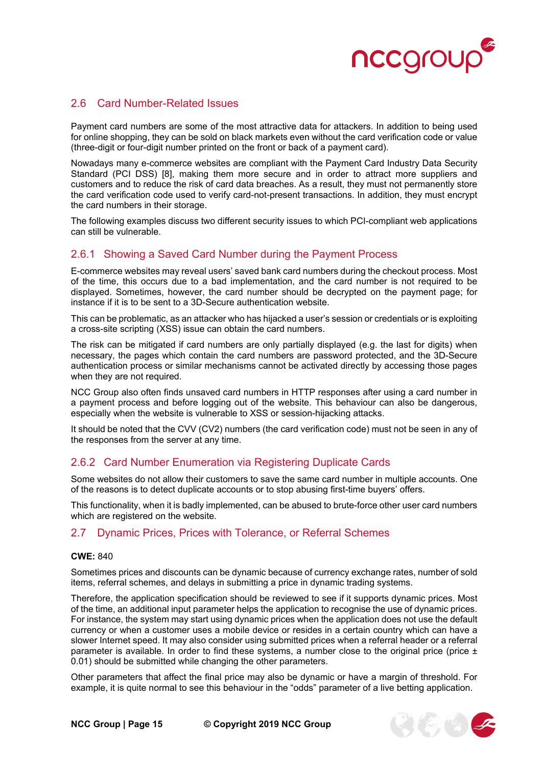## 2.6 Card Number-Related Issues

Payment card numbers are some of the most attractive data for attackers. In addition to being used for online shopping, they can be sold on black markets even without the card verification code or value (three-digit or four-digit number printed on the front or back of a payment card).

Nowadays many e-commerce websites are compliant with the Payment Card Industry Data Security Standard (PCI DSS) [8], making them more secure and in order to attract more suppliers and customers and to reduce the risk of card data breaches. As a result, they must not permanently store the card verification code used to verify card-not-present transactions. In addition, they must encrypt the card numbers in their storage.

The following examples discuss two different security issues to which PCI-compliant web applications can still be vulnerable.

### 2.6.1 Showing a Saved Card Number during the Payment Process

E-commerce websites may reveal users' saved bank card numbers during the checkout process. Most of the time, this occurs due to a bad implementation, and the card number is not required to be displayed. Sometimes, however, the card number should be decrypted on the payment page; for instance if it is to be sent to a 3D-Secure authentication website.

This can be problematic, as an attacker who has hijacked a user's session or credentials or is exploiting a cross-site scripting (XSS) issue can obtain the card numbers.

The risk can be mitigated if card numbers are only partially displayed (e.g. the last for digits) when necessary, the pages which contain the card numbers are password protected, and the 3D-Secure authentication process or similar mechanisms cannot be activated directly by accessing those pages when they are not required.

NCC Group also often finds unsaved card numbers in HTTP responses after using a card number in a payment process and before logging out of the website. This behaviour can also be dangerous, especially when the website is vulnerable to XSS or session-hijacking attacks.

It should be noted that the CVV (CV2) numbers (the card verification code) must not be seen in any of the responses from the server at any time.

### 2.6.2 Card Number Enumeration via Registering Duplicate Cards

Some websites do not allow their customers to save the same card number in multiple accounts. One of the reasons is to detect duplicate accounts or to stop abusing first-time buyers' offers.

This functionality, when it is badly implemented, can be abused to brute-force other user card numbers which are registered on the website.

## 2.7 Dynamic Prices, Prices with Tolerance, or Referral Schemes

**CWE:** 840

Sometimes prices and discounts can be dynamic because of currency exchange rates, number of sold items, referral schemes, and delays in submitting a price in dynamic trading systems.

Therefore, the application specification should be reviewed to see if it supports dynamic prices. Most of the time, an additional input parameter helps the application to recognise the use of dynamic prices. For instance, the system may start using dynamic prices when the application does not use the default currency or when a customer uses a mobile device or resides in a certain country which can have a slower Internet speed. It may also consider using submitted prices when a referral header or a referral parameter is available. In order to find these systems, a number close to the original price (price ± 0.01) should be submitted while changing the other parameters.

Other parameters that affect the final price may also be dynamic or have a margin of threshold. For example, it is quite normal to see this behaviour in the "odds" parameter of a live betting application.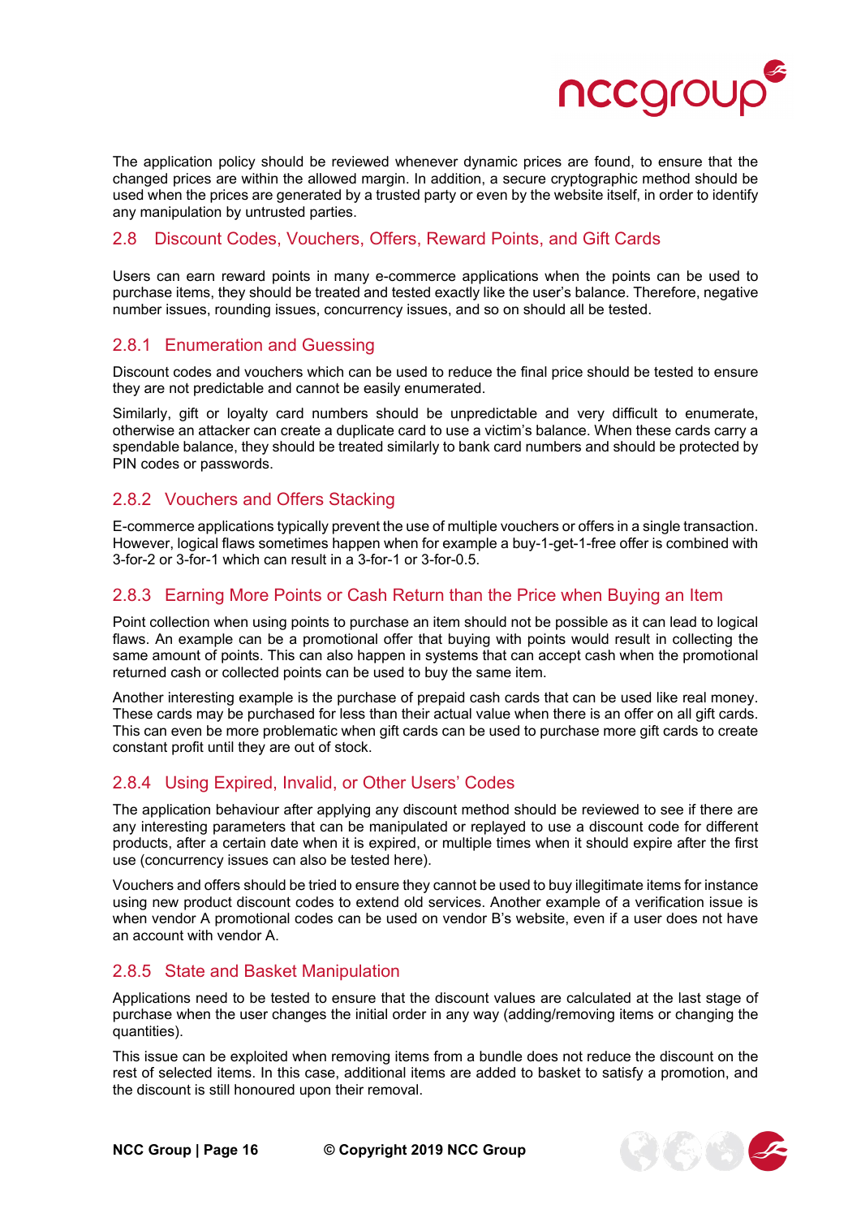The application policy should be reviewed whenever dynamic prices are found, to ensure that the changed prices are within the allowed margin. In addition, a secure cryptographic method should be used when the prices are generated by a trusted party or even by the website itself, in order to identify any manipulation by untrusted parties.

## 2.8 Discount Codes, Vouchers, Offers, Reward Points, and Gift Cards

Users can earn reward points in many e-commerce applications when the points can be used to purchase items, they should be treated and tested exactly like the user's balance. Therefore, negative number issues, rounding issues, concurrency issues, and so on should all be tested.

### 2.8.1 Enumeration and Guessing

Discount codes and vouchers which can be used to reduce the final price should be tested to ensure they are not predictable and cannot be easily enumerated.

Similarly, gift or loyalty card numbers should be unpredictable and very difficult to enumerate, otherwise an attacker can create a duplicate card to use a victim's balance. When these cards carry a spendable balance, they should be treated similarly to bank card numbers and should be protected by PIN codes or passwords.

### 2.8.2 Vouchers and Offers Stacking

E-commerce applications typically prevent the use of multiple vouchers or offers in a single transaction. However, logical flaws sometimes happen when for example a buy-1-get-1-free offer is combined with 3-for-2 or 3-for-1 which can result in a 3-for-1 or 3-for-0.5.

### 2.8.3 Earning More Points or Cash Return than the Price when Buying an Item

Point collection when using points to purchase an item should not be possible as it can lead to logical flaws. An example can be a promotional offer that buying with points would result in collecting the same amount of points. This can also happen in systems that can accept cash when the promotional returned cash or collected points can be used to buy the same item.

Another interesting example is the purchase of prepaid cash cards that can be used like real money. These cards may be purchased for less than their actual value when there is an offer on all gift cards. This can even be more problematic when gift cards can be used to purchase more gift cards to create constant profit until they are out of stock.

### 2.8.4 Using Expired, Invalid, or Other Users' Codes

The application behaviour after applying any discount method should be reviewed to see if there are any interesting parameters that can be manipulated or replayed to use a discount code for different products, after a certain date when it is expired, or multiple times when it should expire after the first use (concurrency issues can also be tested here).

Vouchers and offers should be tried to ensure they cannot be used to buy illegitimate items for instance using new product discount codes to extend old services. Another example of a verification issue is when vendor A promotional codes can be used on vendor B's website, even if a user does not have an account with vendor A.

### 2.8.5 State and Basket Manipulation

Applications need to be tested to ensure that the discount values are calculated at the last stage of purchase when the user changes the initial order in any way (adding/removing items or changing the quantities).

This issue can be exploited when removing items from a bundle does not reduce the discount on the rest of selected items. In this case, additional items are added to basket to satisfy a promotion, and the discount is still honoured upon their removal.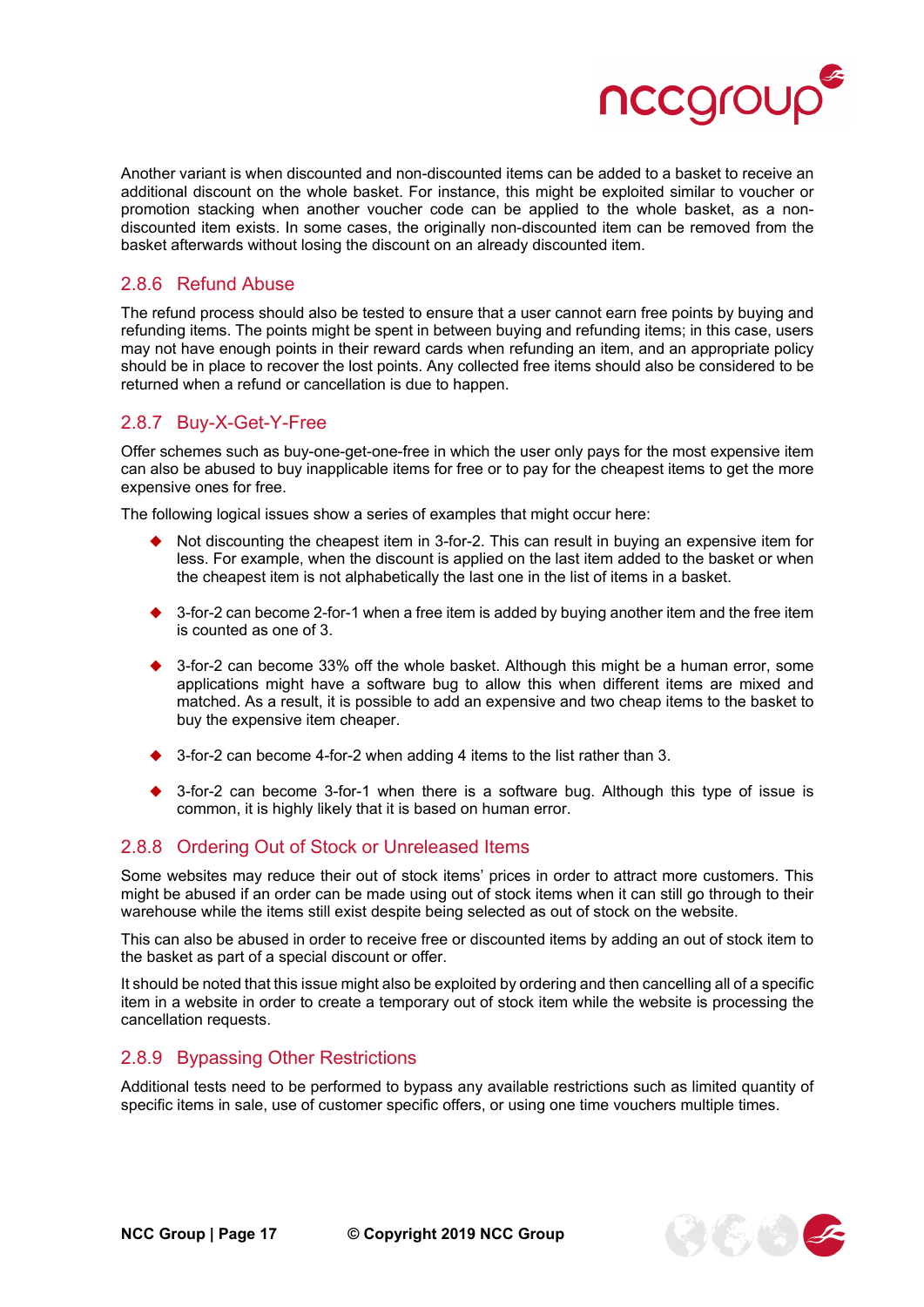Another variant is when discounted and non-discounted items can be added to a basket to receive an additional discount on the whole basket. For instance, this might be exploited similar to voucher or promotion stacking when another voucher code can be applied to the whole basket, as a non-discounted item exists. In some cases, the originally non-discounted item can be removed from the basket afterwards without losing the discount on an already discounted item.

### 2.8.6 Refund Abuse

The refund process should also be tested to ensure that a user cannot earn free points by buying and refunding items. The points might be spent in between buying and refunding items; in this case, users may not have enough points in their reward cards when refunding an item, and an appropriate policy should be in place to recover the lost points. Any collected free items should also be considered to be returned when a refund or cancellation is due to happen.

### 2.8.7 Buy-X-Get-Y-Free

Offer schemes such as buy-one-get-one-free in which the user only pays for the most expensive item can also be abused to buy inapplicable items for free or to pay for the cheapest items to get the more expensive ones for free.

The following logical issues show a series of examples that might occur here:

- Not discounting the cheapest item in 3-for-2. This can result in buying an expensive item for less. For example, when the discount is applied on the last item added to the basket or when the cheapest item is not alphabetically the last one in the list of items in a basket.
- 3-for-2 can become 2-for-1 when a free item is added by buying another item and the free item is counted as one of 3.
- 3-for-2 can become 33% off the whole basket. Although this might be a human error, some applications might have a software bug to allow this when different items are mixed and matched. As a result, it is possible to add an expensive and two cheap items to the basket to buy the expensive item cheaper.
- 3-for-2 can become 4-for-2 when adding 4 items to the list rather than 3.
- 3-for-2 can become 3-for-1 when there is a software bug. Although this type of issue is common, it is highly likely that it is based on human error.

### 2.8.8 Ordering Out of Stock or Unreleased Items

Some websites may reduce their out of stock items' prices in order to attract more customers. This might be abused if an order can be made using out of stock items when it can still go through to their warehouse while the items still exist despite being selected as out of stock on the website.

This can also be abused in order to receive free or discounted items by adding an out of stock item to the basket as part of a special discount or offer.

It should be noted that this issue might also be exploited by ordering and then cancelling all of a specific item in a website in order to create a temporary out of stock item while the website is processing the cancellation requests.

### 2.8.9 Bypassing Other Restrictions

Additional tests need to be performed to bypass any available restrictions such as limited quantity of specific items in sale, use of customer specific offers, or using one time vouchers multiple times.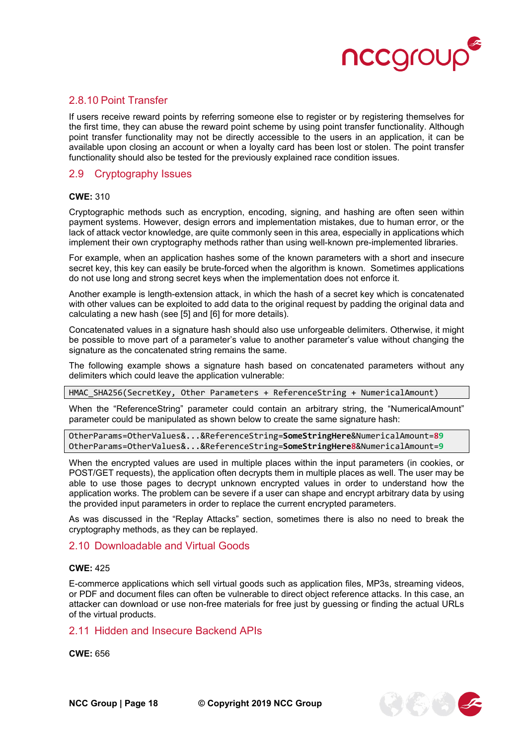### 2.8.10 Point Transfer

If users receive reward points by referring someone else to register or by registering themselves for the first time, they can abuse the reward point scheme by using point transfer functionality. Although point transfer functionality may not be directly accessible to the users in an application, it can be available upon closing an account or when a loyalty card has been lost or stolen. The point transfer functionality should also be tested for the previously explained race condition issues.

## 2.9 Cryptography Issues

**CWE:** 310

Cryptographic methods such as encryption, encoding, signing, and hashing are often seen within payment systems. However, design errors and implementation mistakes, due to human error, or the lack of attack vector knowledge, are quite commonly seen in this area, especially in applications which implement their own cryptography methods rather than using well-known pre-implemented libraries.

For example, when an application hashes some of the known parameters with a short and insecure secret key, this key can easily be brute-forced when the algorithm is known. Sometimes applications do not use long and strong secret keys when the implementation does not enforce it.

Another example is length-extension attack, in which the hash of a secret key which is concatenated with other values can be exploited to add data to the original request by padding the original data and calculating a new hash (see [5] and [6] for more details).

Concatenated values in a signature hash should also use unforgeable delimiters. Otherwise, it might be possible to move part of a parameter's value to another parameter's value without changing the signature as the concatenated string remains the same.

The following example shows a signature hash based on concatenated parameters without any delimiters which could leave the application vulnerable:

```
HMAC_SHA256(SecretKey, Other Parameters + ReferenceString + NumericalAmount)
```

When the "ReferenceString" parameter could contain an arbitrary string, the "NumericalAmount" parameter could be manipulated as shown below to create the same signature hash:

```
OtherParams=OtherValues&...&ReferenceString=SomeStringHere&NumericalAmount=89
OtherParams=OtherValues&...&ReferenceString=SomeStringHere8&NumericalAmount=9
```

When the encrypted values are used in multiple places within the input parameters (in cookies, or POST/GET requests), the application often decrypts them in multiple places as well. The user may be able to use those pages to decrypt unknown encrypted values in order to understand how the application works. The problem can be severe if a user can shape and encrypt arbitrary data by using the provided input parameters in order to replace the current encrypted parameters.

As was discussed in the "Replay Attacks" section, sometimes there is also no need to break the cryptography methods, as they can be replayed.

## 2.10 Downloadable and Virtual Goods

**CWE:** 425

E-commerce applications which sell virtual goods such as application files, MP3s, streaming videos, or PDF and document files can often be vulnerable to direct object reference attacks. In this case, an attacker can download or use non-free materials for free just by guessing or finding the actual URLs of the virtual products.

## 2.11 Hidden and Insecure Backend APIs

**CWE:** 656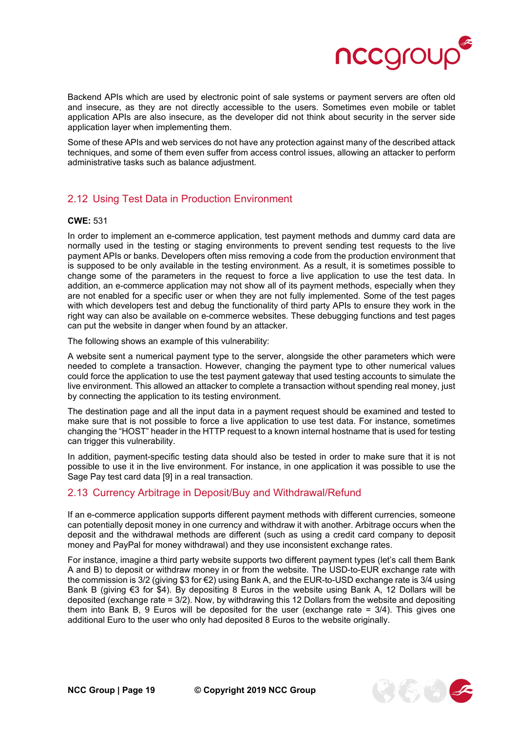Backend APIs which are used by electronic point of sale systems or payment servers are often old and insecure, as they are not directly accessible to the users. Sometimes even mobile or tablet application APIs are also insecure, as the developer did not think about security in the server side application layer when implementing them.

Some of these APIs and web services do not have any protection against many of the described attack techniques, and some of them even suffer from access control issues, allowing an attacker to perform administrative tasks such as balance adjustment.

## 2.12 Using Test Data in Production Environment

**CWE:** 531

In order to implement an e-commerce application, test payment methods and dummy card data are normally used in the testing or staging environments to prevent sending test requests to the live payment APIs or banks. Developers often miss removing a code from the production environment that is supposed to be only available in the testing environment. As a result, it is sometimes possible to change some of the parameters in the request to force a live application to use the test data. In addition, an e-commerce application may not show all of its payment methods, especially when they are not enabled for a specific user or when they are not fully implemented. Some of the test pages with which developers test and debug the functionality of third party APIs to ensure they work in the right way can also be available on e-commerce websites. These debugging functions and test pages can put the website in danger when found by an attacker.

The following shows an example of this vulnerability:

A website sent a numerical payment type to the server, alongside the other parameters which were needed to complete a transaction. However, changing the payment type to other numerical values could force the application to use the test payment gateway that used testing accounts to simulate the live environment. This allowed an attacker to complete a transaction without spending real money, just by connecting the application to its testing environment.

The destination page and all the input data in a payment request should be examined and tested to make sure that is not possible to force a live application to use test data. For instance, sometimes changing the "HOST" header in the HTTP request to a known internal hostname that is used for testing can trigger this vulnerability.

In addition, payment-specific testing data should also be tested in order to make sure that it is not possible to use it in the live environment. For instance, in one application it was possible to use the Sage Pay test card data [9] in a real transaction.

## 2.13 Currency Arbitrage in Deposit/Buy and Withdrawal/Refund

If an e-commerce application supports different payment methods with different currencies, someone can potentially deposit money in one currency and withdraw it with another. Arbitrage occurs when the deposit and the withdrawal methods are different (such as using a credit card company to deposit money and PayPal for money withdrawal) and they use inconsistent exchange rates.

For instance, imagine a third party website supports two different payment types (let's call them Bank A and B) to deposit or withdraw money in or from the website. The USD-to-EUR exchange rate with the commission is 3/2 (giving $3 for €2) using Bank A, and the EUR-to-USD exchange rate is 3/4 using Bank B (giving €3 for $4). By depositing 8 Euros in the website using Bank A, 12 Dollars will be deposited (exchange rate = 3/2). Now, by withdrawing this 12 Dollars from the website and depositing them into Bank B, 9 Euros will be deposited for the user (exchange rate = 3/4). This gives one additional Euro to the user who only had deposited 8 Euros to the website originally.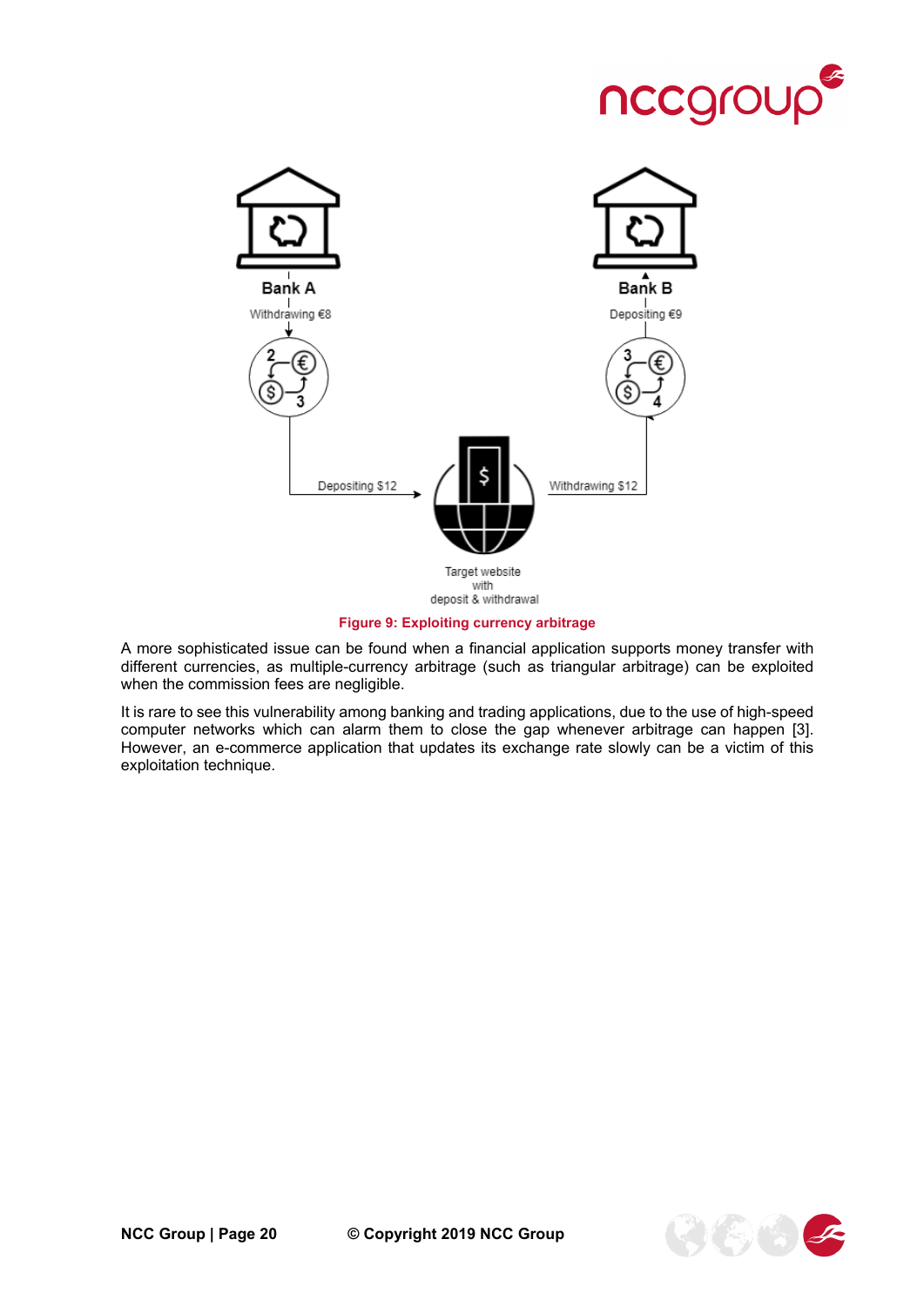Figure 9: Exploiting currency arbitrage

A more sophisticated issue can be found when a financial application supports money transfer with different currencies, as multiple-currency arbitrage (such as triangular arbitrage) can be exploited when the commission fees are negligible.

It is rare to see this vulnerability among banking and trading applications, due to the use of high-speed computer networks which can alarm them to close the gap whenever arbitrage can happen [3]. However, an e-commerce application that updates its exchange rate slowly can be a victim of this exploitation technique.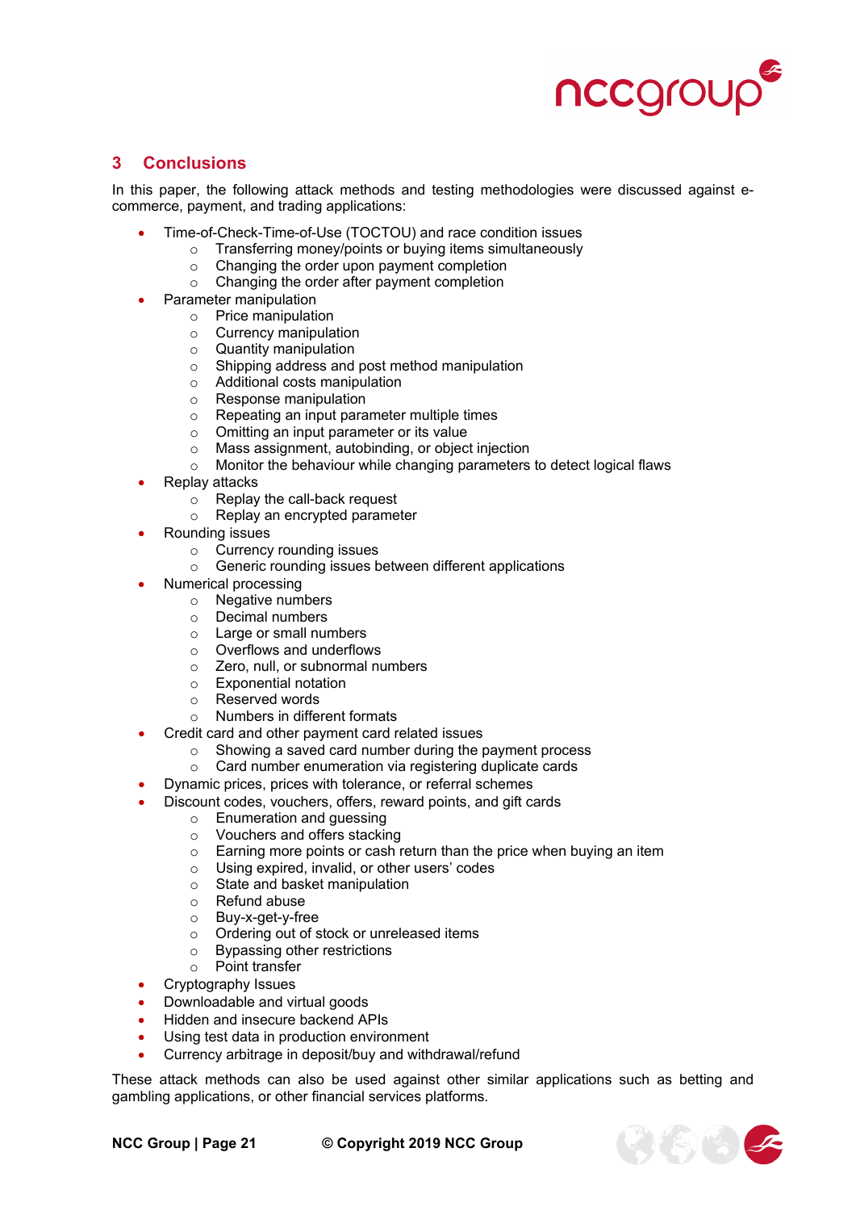## 3 Conclusions

In this paper, the following attack methods and testing methodologies were discussed against e-commerce, payment, and trading applications:

- Time-of-Check-Time-of-Use (TOCTOU) and race condition issues
  - Transferring money/points or buying items simultaneously
  - Changing the order upon payment completion
  - Changing the order after payment completion
- Parameter manipulation
  - Price manipulation
  - Currency manipulation
  - Quantity manipulation
  - Shipping address and post method manipulation
  - Additional costs manipulation
  - Response manipulation
  - Repeating an input parameter multiple times
  - Omitting an input parameter or its value
  - Mass assignment, autobinding, or object injection
  - Monitor the behaviour while changing parameters to detect logical flaws
- Replay attacks
  - Replay the call-back request
  - Replay an encrypted parameter
- Rounding issues
  - Currency rounding issues
  - Generic rounding issues between different applications
- Numerical processing
  - Negative numbers
  - Decimal numbers
  - Large or small numbers
  - Overflows and underflows
  - Zero, null, or subnormal numbers
  - Exponential notation
  - Reserved words
  - Numbers in different formats
- Credit card and other payment card related issues
  - Showing a saved card number during the payment process
  - Card number enumeration via registering duplicate cards
- Dynamic prices, prices with tolerance, or referral schemes
- Discount codes, vouchers, offers, reward points, and gift cards
  - Enumeration and guessing
  - Vouchers and offers stacking
  - Earning more points or cash return than the price when buying an item
  - Using expired, invalid, or other users' codes
  - State and basket manipulation
  - Refund abuse
  - Buy-x-get-y-free
  - Ordering out of stock or unreleased items
  - Bypassing other restrictions
  - Point transfer
- Cryptography Issues
- Downloadable and virtual goods
- Hidden and insecure backend APIs
- Using test data in production environment
- Currency arbitrage in deposit/buy and withdrawal/refund

These attack methods can also be used against other similar applications such as betting and gambling applications, or other financial services platforms.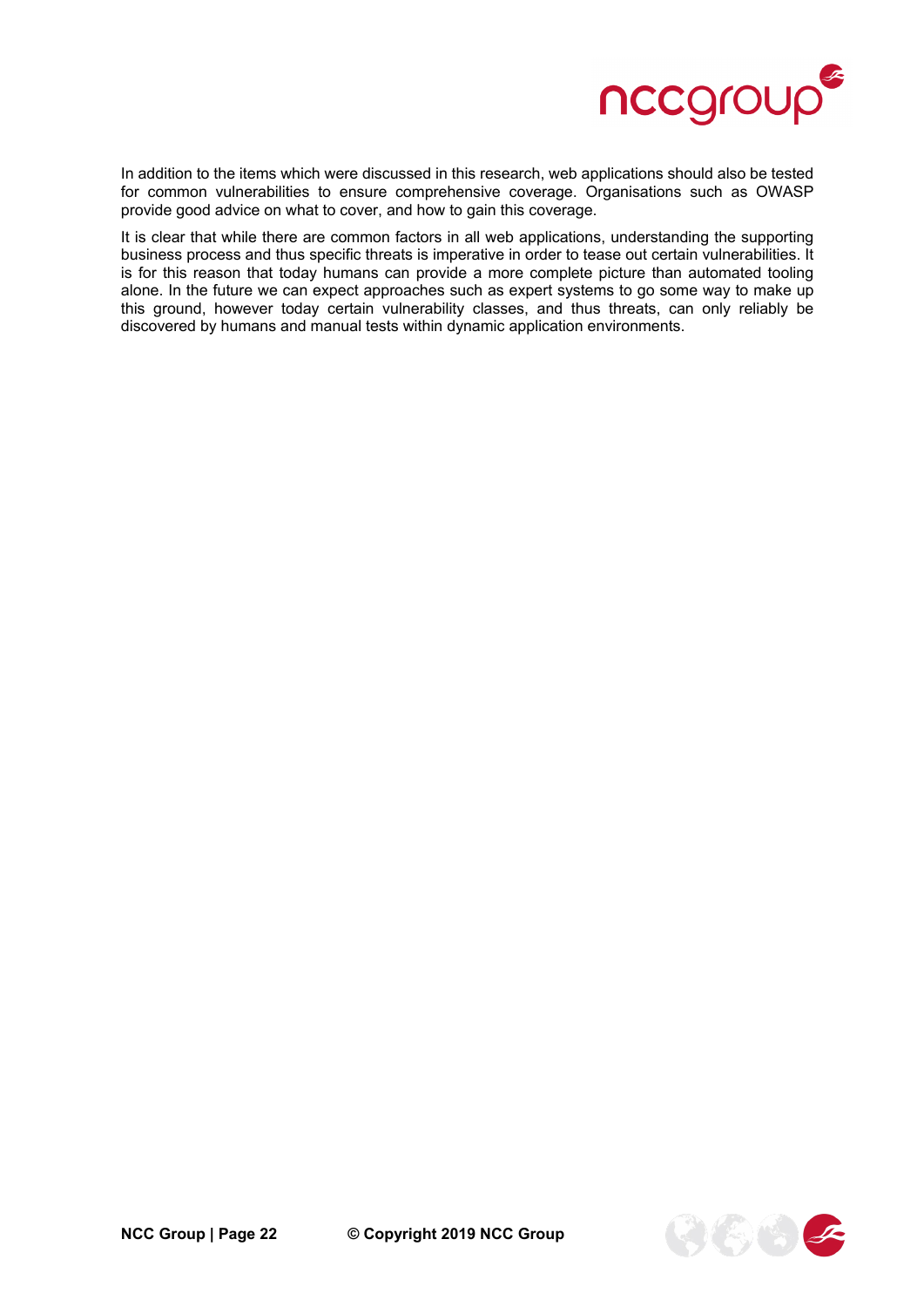In addition to the items which were discussed in this research, web applications should also be tested for common vulnerabilities to ensure comprehensive coverage. Organisations such as OWASP provide good advice on what to cover, and how to gain this coverage.

It is clear that while there are common factors in all web applications, understanding the supporting business process and thus specific threats is imperative in order to tease out certain vulnerabilities. It is for this reason that today humans can provide a more complete picture than automated tooling alone. In the future we can expect approaches such as expert systems to go some way to make up this ground, however today certain vulnerability classes, and thus threats, can only reliably be discovered by humans and manual tests within dynamic application environments.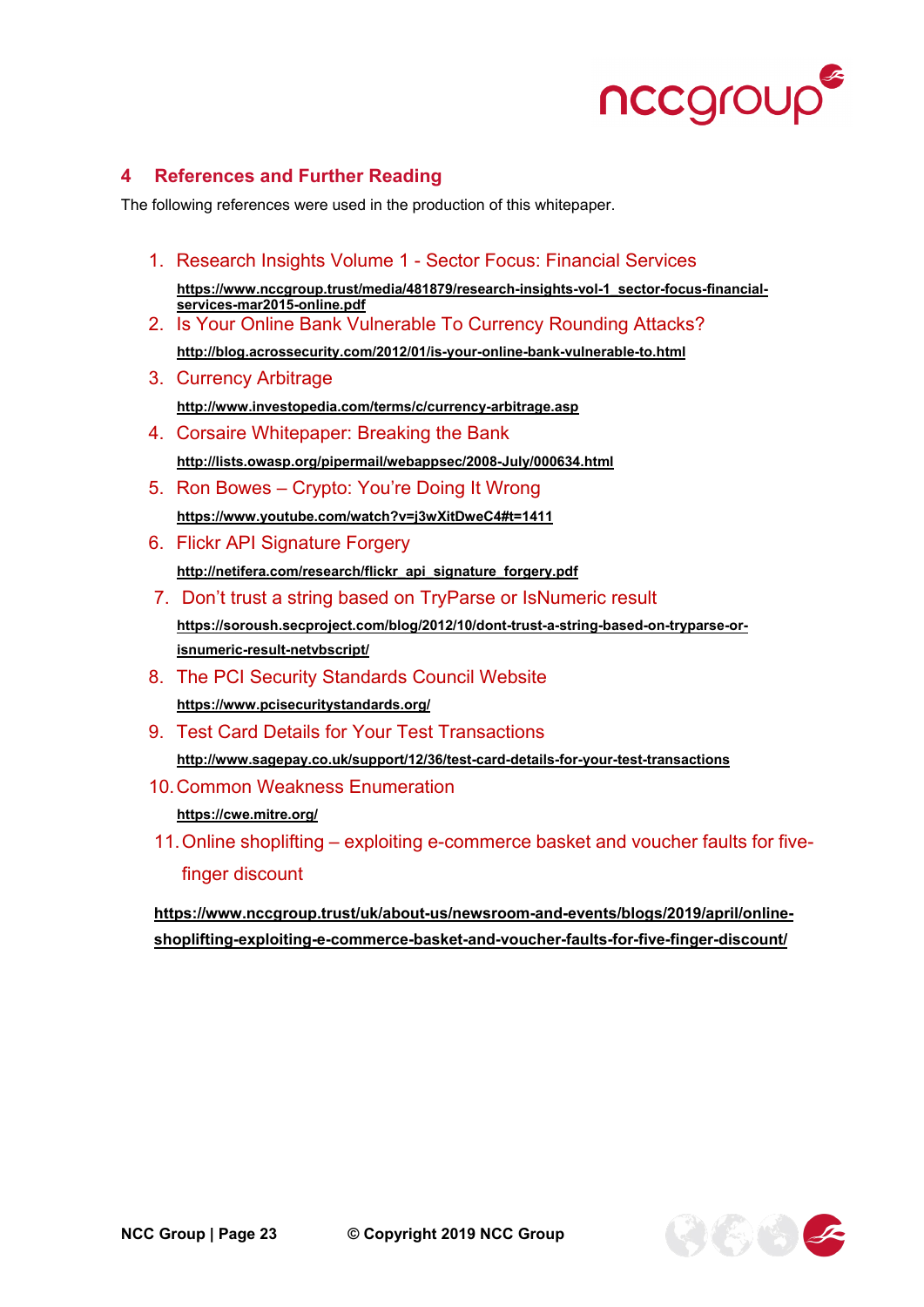## 4 References and Further Reading

The following references were used in the production of this whitepaper.

1. Research Insights Volume 1 - Sector Focus: Financial Services
   **https://www.nccgroup.trust/media/481879/research-insights-vol-1_sector-focus-financial-services-mar2015-online.pdf**
2. Is Your Online Bank Vulnerable To Currency Rounding Attacks?
   **http://blog.acrossecurity.com/2012/01/is-your-online-bank-vulnerable-to.html**
3. Currency Arbitrage
   **http://www.investopedia.com/terms/c/currency-arbitrage.asp**
4. Corsaire Whitepaper: Breaking the Bank
   **http://lists.owasp.org/pipermail/webappsec/2008-July/000634.html**
5. Ron Bowes – Crypto: You're Doing It Wrong
   **https://www.youtube.com/watch?v=j3wXitDweC4#t=1411**
6. Flickr API Signature Forgery
   **http://netifera.com/research/flickr_api_signature_forgery.pdf**
7. Don't trust a string based on TryParse or IsNumeric result
   **https://soroush.secproject.com/blog/2012/10/dont-trust-a-string-based-on-tryparse-or-isnumeric-result-netvbscript/**
8. The PCI Security Standards Council Website
   **https://www.pcisecuritystandards.org/**
9. Test Card Details for Your Test Transactions
   **http://www.sagepay.co.uk/support/12/36/test-card-details-for-your-test-transactions**
10. Common Weakness Enumeration
    **https://cwe.mitre.org/**
11. Online shoplifting – exploiting e-commerce basket and voucher faults for five-finger discount
    **https://www.nccgroup.trust/uk/about-us/newsroom-and-events/blogs/2019/april/online-shoplifting-exploiting-e-commerce-basket-and-voucher-faults-for-five-finger-discount/**